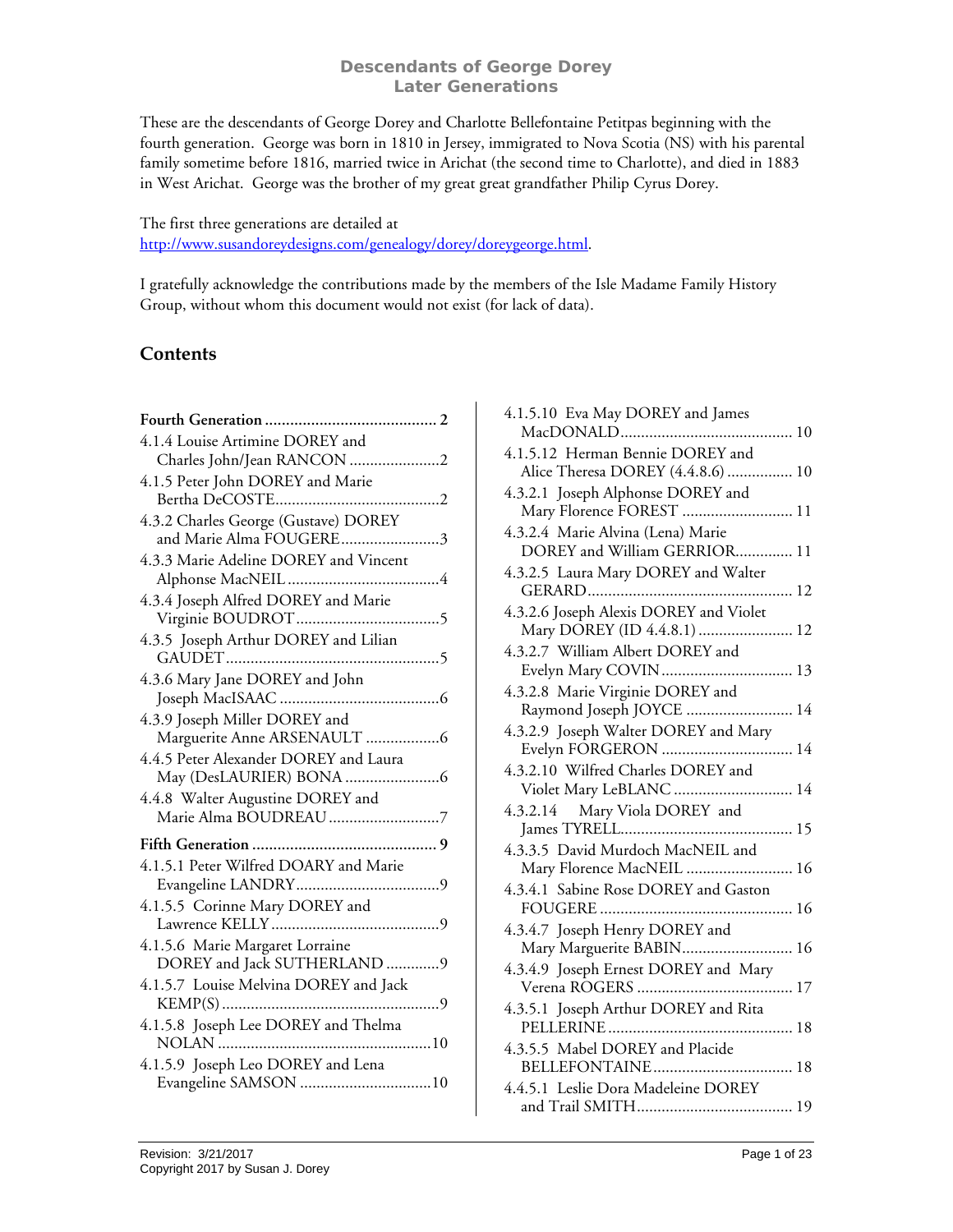# Descendants of George Dorey
## Later Generations

These are the descendants of George Dorey and Charlotte Bellefontaine Petitpas beginning with the fourth generation. George was born in 1810 in Jersey, immigrated to Nova Scotia (NS) with his parental family sometime before 1816, married twice in Arichat (the second time to Charlotte), and died in 1883 in West Arichat. George was the brother of my great great grandfather Philip Cyrus Dorey.

The first three generations are detailed at http://www.susandoreydesigns.com/genealogy/dorey/doreygeorge.html.

I gratefully acknowledge the contributions made by the members of the Isle Madame Family History Group, without whom this document would not exist (for lack of data).

## Contents

**Fourth Generation** .......... **2**
4.1.4 Louise Artimine DOREY and Charles John/Jean RANCON .......... 2
4.1.5 Peter John DOREY and Marie Bertha DeCOSTE .......... 2
4.3.2 Charles George (Gustave) DOREY and Marie Alma FOUGERE .......... 3
4.3.3 Marie Adeline DOREY and Vincent Alphonse MacNEIL .......... 4
4.3.4 Joseph Alfred DOREY and Marie Virginie BOUDROT .......... 5
4.3.5 Joseph Arthur DOREY and Lilian GAUDET .......... 5
4.3.6 Mary Jane DOREY and John Joseph MacISAAC .......... 6
4.3.9 Joseph Miller DOREY and Marguerite Anne ARSENAULT .......... 6
4.4.5 Peter Alexander DOREY and Laura May (DesLAURIER) BONA .......... 6
4.4.8 Walter Augustine DOREY and Marie Alma BOUDREAU .......... 7

**Fifth Generation** .......... **9**
4.1.5.1 Peter Wilfred DOARY and Marie Evangeline LANDRY .......... 9
4.1.5.5 Corinne Mary DOREY and Lawrence KELLY .......... 9
4.1.5.6 Marie Margaret Lorraine DOREY and Jack SUTHERLAND .......... 9
4.1.5.7 Louise Melvina DOREY and Jack KEMP(S) .......... 9
4.1.5.8 Joseph Lee DOREY and Thelma NOLAN .......... 10
4.1.5.9 Joseph Leo DOREY and Lena Evangeline SAMSON .......... 10
4.1.5.10 Eva May DOREY and James MacDONALD .......... 10
4.1.5.12 Herman Bennie DOREY and Alice Theresa DOREY (4.4.8.6) .......... 10
4.3.2.1 Joseph Alphonse DOREY and Mary Florence FOREST .......... 11
4.3.2.4 Marie Alvina (Lena) Marie DOREY and William GERRIOR .......... 11
4.3.2.5 Laura Mary DOREY and Walter GERARD .......... 12
4.3.2.6 Joseph Alexis DOREY and Violet Mary DOREY (ID 4.4.8.1) .......... 12
4.3.2.7 William Albert DOREY and Evelyn Mary COVIN .......... 13
4.3.2.8 Marie Virginie DOREY and Raymond Joseph JOYCE .......... 14
4.3.2.9 Joseph Walter DOREY and Mary Evelyn FORGERON .......... 14
4.3.2.10 Wilfred Charles DOREY and Violet Mary LeBLANC .......... 14
4.3.2.14 Mary Viola DOREY and James TYRELL .......... 15
4.3.3.5 David Murdoch MacNEIL and Mary Florence MacNEIL .......... 16
4.3.4.1 Sabine Rose DOREY and Gaston FOUGERE .......... 16
4.3.4.7 Joseph Henry DOREY and Mary Marguerite BABIN .......... 16
4.3.4.9 Joseph Ernest DOREY and Mary Verena ROGERS .......... 17
4.3.5.1 Joseph Arthur DOREY and Rita PELLERINE .......... 18
4.3.5.5 Mabel DOREY and Placide BELLEFONTAINE .......... 18
4.4.5.1 Leslie Dora Madeleine DOREY and Trail SMITH .......... 19

Revision: 3/21/2017
Copyright 2017 by Susan J. Dorey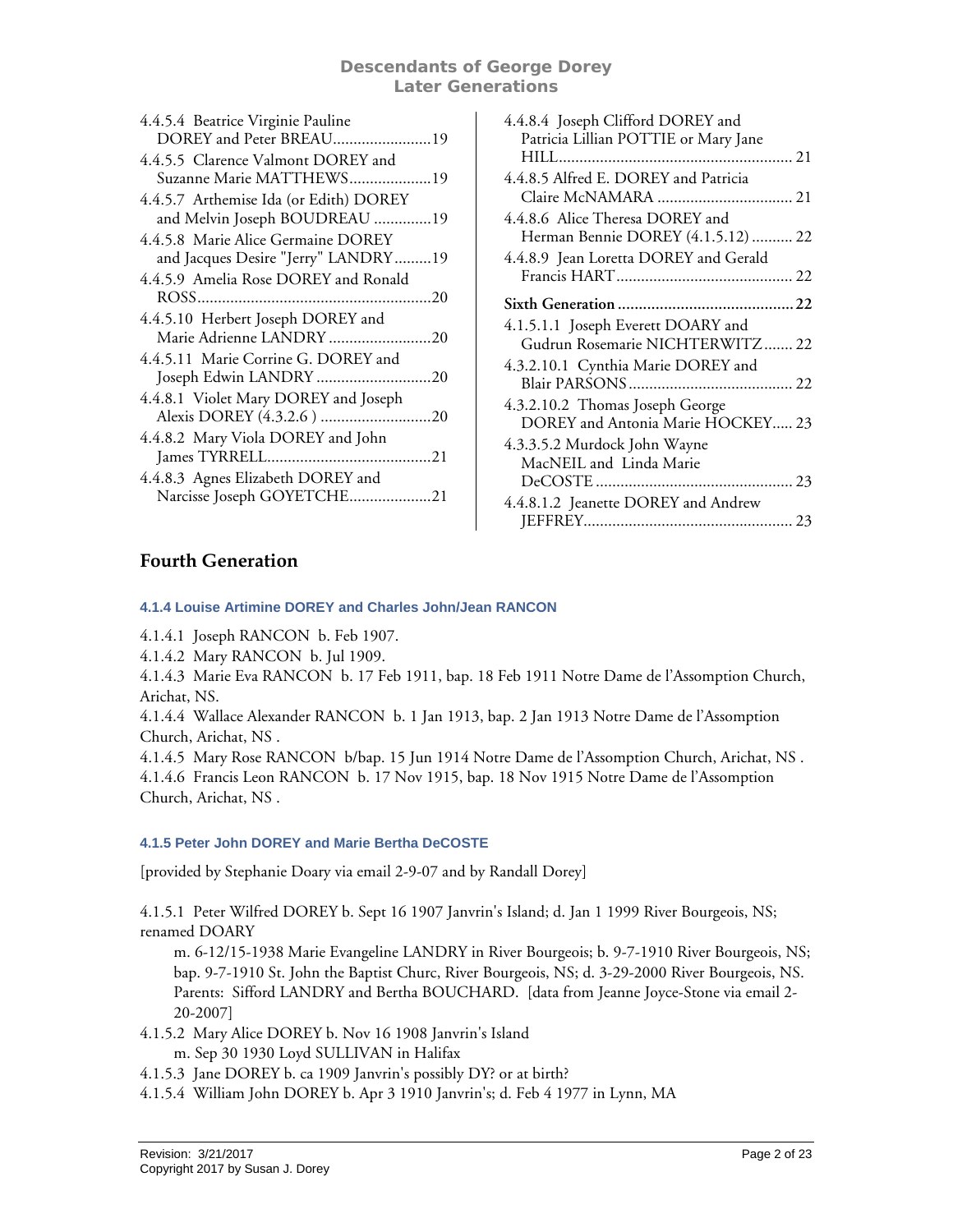4.4.5.4 Beatrice Virginie Pauline DOREY and Peter BREAU........................19
4.4.5.5 Clarence Valmont DOREY and Suzanne Marie MATTHEWS....................19
4.4.5.7 Arthemise Ida (or Edith) DOREY and Melvin Joseph BOUDREAU ..............19
4.4.5.8 Marie Alice Germaine DOREY and Jacques Desire "Jerry" LANDRY.........19
4.4.5.9 Amelia Rose DOREY and Ronald ROSS.........................................................20
4.4.5.10 Herbert Joseph DOREY and Marie Adrienne LANDRY .........................20
4.4.5.11 Marie Corrine G. DOREY and Joseph Edwin LANDRY ............................20
4.4.8.1 Violet Mary DOREY and Joseph Alexis DOREY (4.3.2.6 ) ...........................20
4.4.8.2 Mary Viola DOREY and John James TYRRELL........................................21
4.4.8.3 Agnes Elizabeth DOREY and Narcisse Joseph GOYETCHE....................21
4.4.8.4 Joseph Clifford DOREY and Patricia Lillian POTTIE or Mary Jane HILL......................................................... 21
4.4.8.5 Alfred E. DOREY and Patricia Claire McNAMARA ................................. 21
4.4.8.6 Alice Theresa DOREY and Herman Bennie DOREY (4.1.5.12) .......... 22
4.4.8.9 Jean Loretta DOREY and Gerald Francis HART........................................... 22
**Sixth Generation .......................................... 22**
4.1.5.1.1 Joseph Everett DOARY and Gudrun Rosemarie NICHTERWITZ....... 22
4.3.2.10.1 Cynthia Marie DOREY and Blair PARSONS........................................ 22
4.3.2.10.2 Thomas Joseph George DOREY and Antonia Marie HOCKEY..... 23
4.3.3.5.2 Murdock John Wayne MacNEIL and Linda Marie DeCOSTE ................................................ 23
4.4.8.1.2 Jeanette DOREY and Andrew JEFFREY................................................... 23

## Fourth Generation

### 4.1.4 Louise Artimine DOREY and Charles John/Jean RANCON

4.1.4.1 Joseph RANCON b. Feb 1907.
4.1.4.2 Mary RANCON b. Jul 1909.
4.1.4.3 Marie Eva RANCON b. 17 Feb 1911, bap. 18 Feb 1911 Notre Dame de l'Assomption Church, Arichat, NS.
4.1.4.4 Wallace Alexander RANCON b. 1 Jan 1913, bap. 2 Jan 1913 Notre Dame de l'Assomption Church, Arichat, NS .
4.1.4.5 Mary Rose RANCON b/bap. 15 Jun 1914 Notre Dame de l'Assomption Church, Arichat, NS .
4.1.4.6 Francis Leon RANCON b. 17 Nov 1915, bap. 18 Nov 1915 Notre Dame de l'Assomption Church, Arichat, NS .

### 4.1.5 Peter John DOREY and Marie Bertha DeCOSTE

[provided by Stephanie Doary via email 2-9-07 and by Randall Dorey]

4.1.5.1 Peter Wilfred DOREY b. Sept 16 1907 Janvrin's Island; d. Jan 1 1999 River Bourgeois, NS; renamed DOARY
 m. 6-12/15-1938 Marie Evangeline LANDRY in River Bourgeois; b. 9-7-1910 River Bourgeois, NS; bap. 9-7-1910 St. John the Baptist Churc, River Bourgeois, NS; d. 3-29-2000 River Bourgeois, NS. Parents: Sifford LANDRY and Bertha BOUCHARD. [data from Jeanne Joyce-Stone via email 2-20-2007]
4.1.5.2 Mary Alice DOREY b. Nov 16 1908 Janvrin's Island
 m. Sep 30 1930 Loyd SULLIVAN in Halifax
4.1.5.3 Jane DOREY b. ca 1909 Janvrin's possibly DY? or at birth?
4.1.5.4 William John DOREY b. Apr 3 1910 Janvrin's; d. Feb 4 1977 in Lynn, MA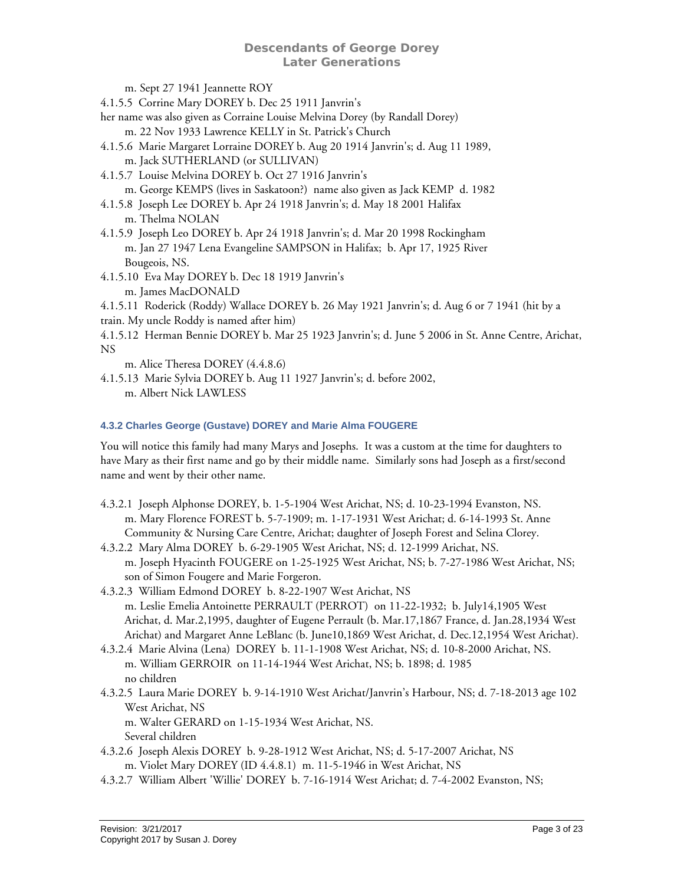m. Sept 27 1941 Jeannette ROY

4.1.5.5 Corrine Mary DOREY b. Dec 25 1911 Janvrin's

her name was also given as Corraine Louise Melvina Dorey (by Randall Dorey)
m. 22 Nov 1933 Lawrence KELLY in St. Patrick's Church

4.1.5.6 Marie Margaret Lorraine DOREY b. Aug 20 1914 Janvrin's; d. Aug 11 1989,
m. Jack SUTHERLAND (or SULLIVAN)

4.1.5.7 Louise Melvina DOREY b. Oct 27 1916 Janvrin's
m. George KEMPS (lives in Saskatoon?) name also given as Jack KEMP d. 1982

4.1.5.8 Joseph Lee DOREY b. Apr 24 1918 Janvrin's; d. May 18 2001 Halifax
m. Thelma NOLAN

4.1.5.9 Joseph Leo DOREY b. Apr 24 1918 Janvrin's; d. Mar 20 1998 Rockingham
m. Jan 27 1947 Lena Evangeline SAMPSON in Halifax; b. Apr 17, 1925 River Bougeois, NS.

4.1.5.10 Eva May DOREY b. Dec 18 1919 Janvrin's
m. James MacDONALD

4.1.5.11 Roderick (Roddy) Wallace DOREY b. 26 May 1921 Janvrin's; d. Aug 6 or 7 1941 (hit by a train. My uncle Roddy is named after him)

4.1.5.12 Herman Bennie DOREY b. Mar 25 1923 Janvrin's; d. June 5 2006 in St. Anne Centre, Arichat, NS
m. Alice Theresa DOREY (4.4.8.6)

4.1.5.13 Marie Sylvia DOREY b. Aug 11 1927 Janvrin's; d. before 2002,
m. Albert Nick LAWLESS

#### 4.3.2 Charles George (Gustave) DOREY and Marie Alma FOUGERE

You will notice this family had many Marys and Josephs. It was a custom at the time for daughters to have Mary as their first name and go by their middle name. Similarly sons had Joseph as a first/second name and went by their other name.

4.3.2.1 Joseph Alphonse DOREY, b. 1-5-1904 West Arichat, NS; d. 10-23-1994 Evanston, NS.
m. Mary Florence FOREST b. 5-7-1909; m. 1-17-1931 West Arichat; d. 6-14-1993 St. Anne Community & Nursing Care Centre, Arichat; daughter of Joseph Forest and Selina Clorey.

4.3.2.2 Mary Alma DOREY b. 6-29-1905 West Arichat, NS; d. 12-1999 Arichat, NS.
m. Joseph Hyacinth FOUGERE on 1-25-1925 West Arichat, NS; b. 7-27-1986 West Arichat, NS; son of Simon Fougere and Marie Forgeron.

4.3.2.3 William Edmond DOREY b. 8-22-1907 West Arichat, NS
m. Leslie Emelia Antoinette PERRAULT (PERROT) on 11-22-1932; b. July14,1905 West Arichat, d. Mar.2,1995, daughter of Eugene Perrault (b. Mar.17,1867 France, d. Jan.28,1934 West Arichat) and Margaret Anne LeBlanc (b. June10,1869 West Arichat, d. Dec.12,1954 West Arichat).

4.3.2.4 Marie Alvina (Lena) DOREY b. 11-1-1908 West Arichat, NS; d. 10-8-2000 Arichat, NS.
m. William GERROIR on 11-14-1944 West Arichat, NS; b. 1898; d. 1985
no children

4.3.2.5 Laura Marie DOREY b. 9-14-1910 West Arichat/Janvrin's Harbour, NS; d. 7-18-2013 age 102 West Arichat, NS
m. Walter GERARD on 1-15-1934 West Arichat, NS.
Several children

4.3.2.6 Joseph Alexis DOREY b. 9-28-1912 West Arichat, NS; d. 5-17-2007 Arichat, NS
m. Violet Mary DOREY (ID 4.4.8.1) m. 11-5-1946 in West Arichat, NS

4.3.2.7 William Albert 'Willie' DOREY b. 7-16-1914 West Arichat; d. 7-4-2002 Evanston, NS;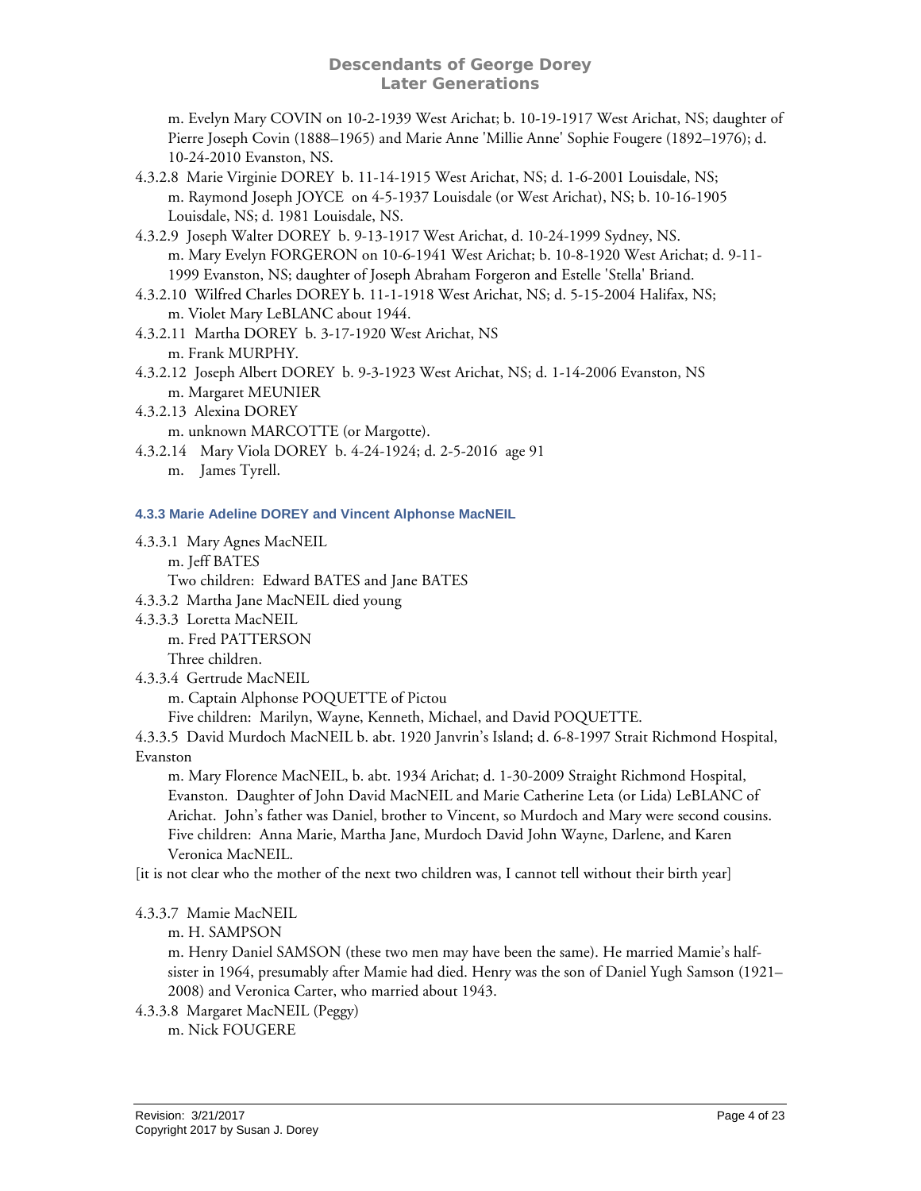m. Evelyn Mary COVIN on 10-2-1939 West Arichat; b. 10-19-1917 West Arichat, NS; daughter of Pierre Joseph Covin (1888–1965) and Marie Anne 'Millie Anne' Sophie Fougere (1892–1976); d. 10-24-2010 Evanston, NS.

4.3.2.8 Marie Virginie DOREY b. 11-14-1915 West Arichat, NS; d. 1-6-2001 Louisdale, NS;
m. Raymond Joseph JOYCE on 4-5-1937 Louisdale (or West Arichat), NS; b. 10-16-1905 Louisdale, NS; d. 1981 Louisdale, NS.

4.3.2.9 Joseph Walter DOREY b. 9-13-1917 West Arichat, d. 10-24-1999 Sydney, NS.
m. Mary Evelyn FORGERON on 10-6-1941 West Arichat; b. 10-8-1920 West Arichat; d. 9-11-1999 Evanston, NS; daughter of Joseph Abraham Forgeron and Estelle 'Stella' Briand.

4.3.2.10 Wilfred Charles DOREY b. 11-1-1918 West Arichat, NS; d. 5-15-2004 Halifax, NS;
m. Violet Mary LeBLANC about 1944.

4.3.2.11 Martha DOREY b. 3-17-1920 West Arichat, NS
m. Frank MURPHY.

4.3.2.12 Joseph Albert DOREY b. 9-3-1923 West Arichat, NS; d. 1-14-2006 Evanston, NS
m. Margaret MEUNIER

4.3.2.13 Alexina DOREY
m. unknown MARCOTTE (or Margotte).

4.3.2.14 Mary Viola DOREY b. 4-24-1924; d. 2-5-2016 age 91
m. James Tyrell.

### 4.3.3 Marie Adeline DOREY and Vincent Alphonse MacNEIL

4.3.3.1 Mary Agnes MacNEIL
m. Jeff BATES
Two children: Edward BATES and Jane BATES

4.3.3.2 Martha Jane MacNEIL died young

4.3.3.3 Loretta MacNEIL
m. Fred PATTERSON
Three children.

4.3.3.4 Gertrude MacNEIL
m. Captain Alphonse POQUETTE of Pictou
Five children: Marilyn, Wayne, Kenneth, Michael, and David POQUETTE.

4.3.3.5 David Murdoch MacNEIL b. abt. 1920 Janvrin's Island; d. 6-8-1997 Strait Richmond Hospital, Evanston
m. Mary Florence MacNEIL, b. abt. 1934 Arichat; d. 1-30-2009 Straight Richmond Hospital, Evanston. Daughter of John David MacNEIL and Marie Catherine Leta (or Lida) LeBLANC of Arichat. John's father was Daniel, brother to Vincent, so Murdoch and Mary were second cousins. Five children: Anna Marie, Martha Jane, Murdoch David John Wayne, Darlene, and Karen Veronica MacNEIL.

[it is not clear who the mother of the next two children was, I cannot tell without their birth year]

4.3.3.7 Mamie MacNEIL
m. H. SAMPSON
m. Henry Daniel SAMSON (these two men may have been the same). He married Mamie's half-sister in 1964, presumably after Mamie had died. Henry was the son of Daniel Yugh Samson (1921–2008) and Veronica Carter, who married about 1943.

4.3.3.8 Margaret MacNEIL (Peggy)
m. Nick FOUGERE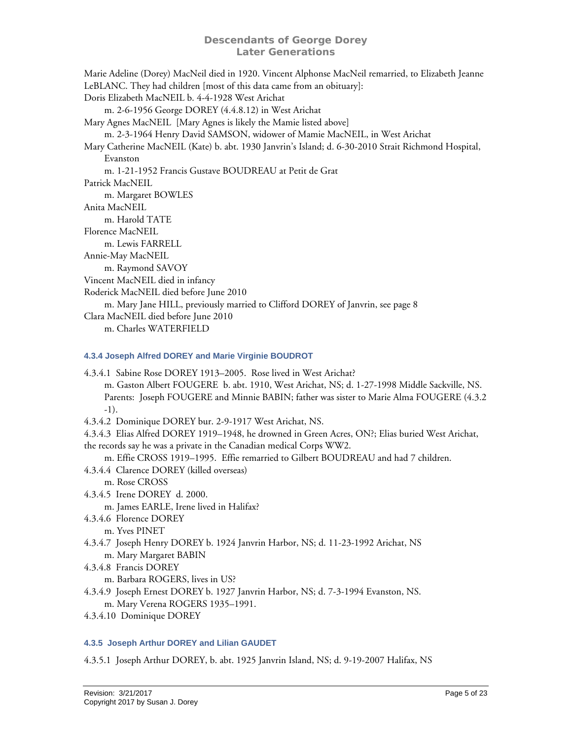Marie Adeline (Dorey) MacNeil died in 1920. Vincent Alphonse MacNeil remarried, to Elizabeth Jeanne LeBLANC. They had children [most of this data came from an obituary]:

Doris Elizabeth MacNEIL b. 4-4-1928 West Arichat
  m. 2-6-1956 George DOREY (4.4.8.12) in West Arichat

Mary Agnes MacNEIL  [Mary Agnes is likely the Mamie listed above]
  m. 2-3-1964 Henry David SAMSON, widower of Mamie MacNEIL, in West Arichat

Mary Catherine MacNEIL (Kate) b. abt. 1930 Janvrin's Island; d. 6-30-2010 Strait Richmond Hospital, Evanston
  m. 1-21-1952 Francis Gustave BOUDREAU at Petit de Grat

Patrick MacNEIL
  m. Margaret BOWLES

Anita MacNEIL
  m. Harold TATE

Florence MacNEIL
  m. Lewis FARRELL

Annie-May MacNEIL
  m. Raymond SAVOY

Vincent MacNEIL died in infancy

Roderick MacNEIL died before June 2010
  m. Mary Jane HILL, previously married to Clifford DOREY of Janvrin, see page 8

Clara MacNEIL died before June 2010
  m. Charles WATERFIELD

#### 4.3.4 Joseph Alfred DOREY and Marie Virginie BOUDROT

4.3.4.1  Sabine Rose DOREY 1913–2005.  Rose lived in West Arichat?
  m. Gaston Albert FOUGERE  b. abt. 1910, West Arichat, NS; d. 1-27-1998 Middle Sackville, NS. Parents:  Joseph FOUGERE and Minnie BABIN; father was sister to Marie Alma FOUGERE (4.3.2-1).

4.3.4.2  Dominique DOREY bur. 2-9-1917 West Arichat, NS.

4.3.4.3  Elias Alfred DOREY 1919–1948, he drowned in Green Acres, ON?; Elias buried West Arichat, the records say he was a private in the Canadian medical Corps WW2.
  m. Effie CROSS 1919–1995.  Effie remarried to Gilbert BOUDREAU and had 7 children.

4.3.4.4  Clarence DOREY (killed overseas)
  m. Rose CROSS

4.3.4.5  Irene DOREY  d. 2000.
  m. James EARLE, Irene lived in Halifax?

4.3.4.6  Florence DOREY
  m. Yves PINET

4.3.4.7  Joseph Henry DOREY b. 1924 Janvrin Harbor, NS; d. 11-23-1992 Arichat, NS
  m. Mary Margaret BABIN

4.3.4.8  Francis DOREY
  m. Barbara ROGERS, lives in US?

4.3.4.9  Joseph Ernest DOREY b. 1927 Janvrin Harbor, NS; d. 7-3-1994 Evanston, NS.
  m. Mary Verena ROGERS 1935–1991.

4.3.4.10  Dominique DOREY

#### 4.3.5  Joseph Arthur DOREY and Lilian GAUDET

4.3.5.1  Joseph Arthur DOREY, b. abt. 1925 Janvrin Island, NS; d. 9-19-2007 Halifax, NS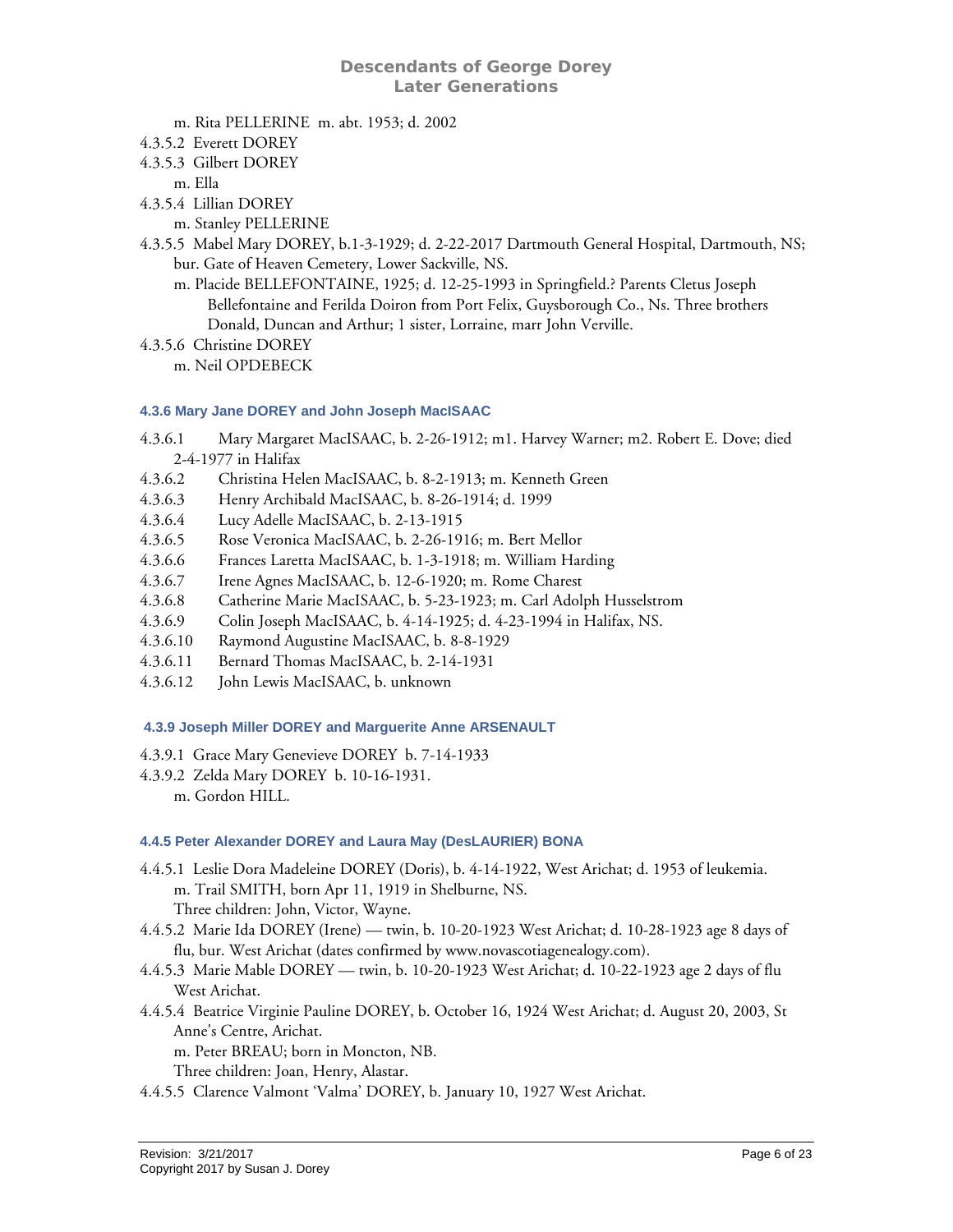m. Rita PELLERINE m. abt. 1953; d. 2002

4.3.5.2 Everett DOREY

4.3.5.3 Gilbert DOREY
  m. Ella

4.3.5.4 Lillian DOREY
  m. Stanley PELLERINE

4.3.5.5 Mabel Mary DOREY, b.1-3-1929; d. 2-22-2017 Dartmouth General Hospital, Dartmouth, NS; bur. Gate of Heaven Cemetery, Lower Sackville, NS.
  m. Placide BELLEFONTAINE, 1925; d. 12-25-1993 in Springfield.? Parents Cletus Joseph Bellefontaine and Ferilda Doiron from Port Felix, Guysborough Co., Ns. Three brothers Donald, Duncan and Arthur; 1 sister, Lorraine, marr John Verville.

4.3.5.6 Christine DOREY
  m. Neil OPDEBECK

#### 4.3.6 Mary Jane DOREY and John Joseph MacISAAC

4.3.6.1 Mary Margaret MacISAAC, b. 2-26-1912; m1. Harvey Warner; m2. Robert E. Dove; died 2-4-1977 in Halifax

4.3.6.2 Christina Helen MacISAAC, b. 8-2-1913; m. Kenneth Green

4.3.6.3 Henry Archibald MacISAAC, b. 8-26-1914; d. 1999

4.3.6.4 Lucy Adelle MacISAAC, b. 2-13-1915

4.3.6.5 Rose Veronica MacISAAC, b. 2-26-1916; m. Bert Mellor

4.3.6.6 Frances Laretta MacISAAC, b. 1-3-1918; m. William Harding

4.3.6.7 Irene Agnes MacISAAC, b. 12-6-1920; m. Rome Charest

4.3.6.8 Catherine Marie MacISAAC, b. 5-23-1923; m. Carl Adolph Husselstrom

4.3.6.9 Colin Joseph MacISAAC, b. 4-14-1925; d. 4-23-1994 in Halifax, NS.

4.3.6.10 Raymond Augustine MacISAAC, b. 8-8-1929

4.3.6.11 Bernard Thomas MacISAAC, b. 2-14-1931

4.3.6.12 John Lewis MacISAAC, b. unknown

#### 4.3.9 Joseph Miller DOREY and Marguerite Anne ARSENAULT

4.3.9.1 Grace Mary Genevieve DOREY b. 7-14-1933

4.3.9.2 Zelda Mary DOREY b. 10-16-1931.
  m. Gordon HILL.

#### 4.4.5 Peter Alexander DOREY and Laura May (DesLAURIER) BONA

4.4.5.1 Leslie Dora Madeleine DOREY (Doris), b. 4-14-1922, West Arichat; d. 1953 of leukemia.
  m. Trail SMITH, born Apr 11, 1919 in Shelburne, NS.
  Three children: John, Victor, Wayne.

4.4.5.2 Marie Ida DOREY (Irene) — twin, b. 10-20-1923 West Arichat; d. 10-28-1923 age 8 days of flu, bur. West Arichat (dates confirmed by www.novascotiagenealogy.com).

4.4.5.3 Marie Mable DOREY — twin, b. 10-20-1923 West Arichat; d. 10-22-1923 age 2 days of flu West Arichat.

4.4.5.4 Beatrice Virginie Pauline DOREY, b. October 16, 1924 West Arichat; d. August 20, 2003, St Anne's Centre, Arichat.
  m. Peter BREAU; born in Moncton, NB.
  Three children: Joan, Henry, Alastar.

4.4.5.5 Clarence Valmont 'Valma' DOREY, b. January 10, 1927 West Arichat.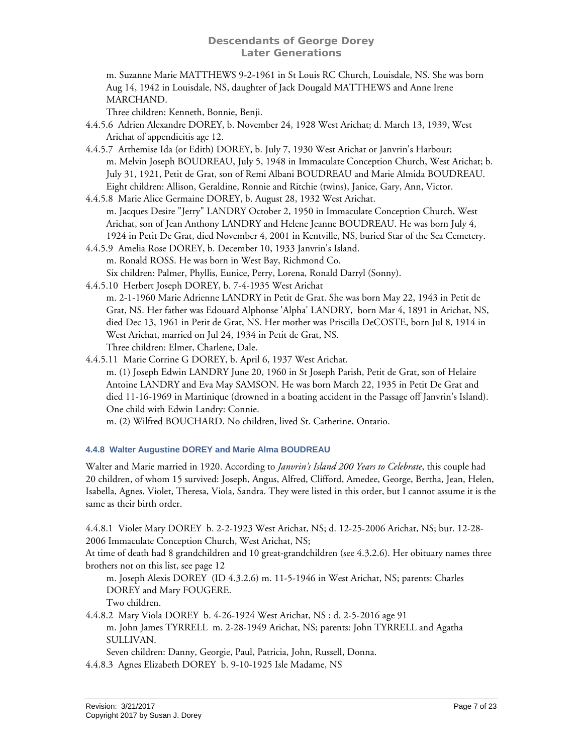m. Suzanne Marie MATTHEWS 9-2-1961 in St Louis RC Church, Louisdale, NS. She was born Aug 14, 1942 in Louisdale, NS, daughter of Jack Dougald MATTHEWS and Anne Irene MARCHAND.
Three children: Kenneth, Bonnie, Benji.

4.4.5.6 Adrien Alexandre DOREY, b. November 24, 1928 West Arichat; d. March 13, 1939, West Arichat of appendicitis age 12.

4.4.5.7 Arthemise Ida (or Edith) DOREY, b. July 7, 1930 West Arichat or Janvrin's Harbour; m. Melvin Joseph BOUDREAU, July 5, 1948 in Immaculate Conception Church, West Arichat; b. July 31, 1921, Petit de Grat, son of Remi Albani BOUDREAU and Marie Almida BOUDREAU. Eight children: Allison, Geraldine, Ronnie and Ritchie (twins), Janice, Gary, Ann, Victor.

4.4.5.8 Marie Alice Germaine DOREY, b. August 28, 1932 West Arichat.
m. Jacques Desire "Jerry" LANDRY October 2, 1950 in Immaculate Conception Church, West Arichat, son of Jean Anthony LANDRY and Helene Jeanne BOUDREAU. He was born July 4, 1924 in Petit De Grat, died November 4, 2001 in Kentville, NS, buried Star of the Sea Cemetery.

4.4.5.9 Amelia Rose DOREY, b. December 10, 1933 Janvrin's Island.
m. Ronald ROSS. He was born in West Bay, Richmond Co.
Six children: Palmer, Phyllis, Eunice, Perry, Lorena, Ronald Darryl (Sonny).

4.4.5.10 Herbert Joseph DOREY, b. 7-4-1935 West Arichat
m. 2-1-1960 Marie Adrienne LANDRY in Petit de Grat. She was born May 22, 1943 in Petit de Grat, NS. Her father was Edouard Alphonse 'Alpha' LANDRY, born Mar 4, 1891 in Arichat, NS, died Dec 13, 1961 in Petit de Grat, NS. Her mother was Priscilla DeCOSTE, born Jul 8, 1914 in West Arichat, married on Jul 24, 1934 in Petit de Grat, NS.
Three children: Elmer, Charlene, Dale.

4.4.5.11 Marie Corrine G DOREY, b. April 6, 1937 West Arichat.
m. (1) Joseph Edwin LANDRY June 20, 1960 in St Joseph Parish, Petit de Grat, son of Helaire Antoine LANDRY and Eva May SAMSON. He was born March 22, 1935 in Petit De Grat and died 11-16-1969 in Martinique (drowned in a boating accident in the Passage off Janvrin's Island). One child with Edwin Landry: Connie.
m. (2) Wilfred BOUCHARD. No children, lived St. Catherine, Ontario.

#### 4.4.8 Walter Augustine DOREY and Marie Alma BOUDREAU

Walter and Marie married in 1920. According to *Janvrin's Island 200 Years to Celebrate*, this couple had 20 children, of whom 15 survived: Joseph, Angus, Alfred, Clifford, Amedee, George, Bertha, Jean, Helen, Isabella, Agnes, Violet, Theresa, Viola, Sandra. They were listed in this order, but I cannot assume it is the same as their birth order.

4.4.8.1 Violet Mary DOREY b. 2-2-1923 West Arichat, NS; d. 12-25-2006 Arichat, NS; bur. 12-28-2006 Immaculate Conception Church, West Arichat, NS;
At time of death had 8 grandchildren and 10 great-grandchildren (see 4.3.2.6). Her obituary names three brothers not on this list, see page 12
m. Joseph Alexis DOREY (ID 4.3.2.6) m. 11-5-1946 in West Arichat, NS; parents: Charles DOREY and Mary FOUGERE.
Two children.

4.4.8.2 Mary Viola DOREY b. 4-26-1924 West Arichat, NS ; d. 2-5-2016 age 91
m. John James TYRRELL m. 2-28-1949 Arichat, NS; parents: John TYRRELL and Agatha SULLIVAN.
Seven children: Danny, Georgie, Paul, Patricia, John, Russell, Donna.

4.4.8.3 Agnes Elizabeth DOREY b. 9-10-1925 Isle Madame, NS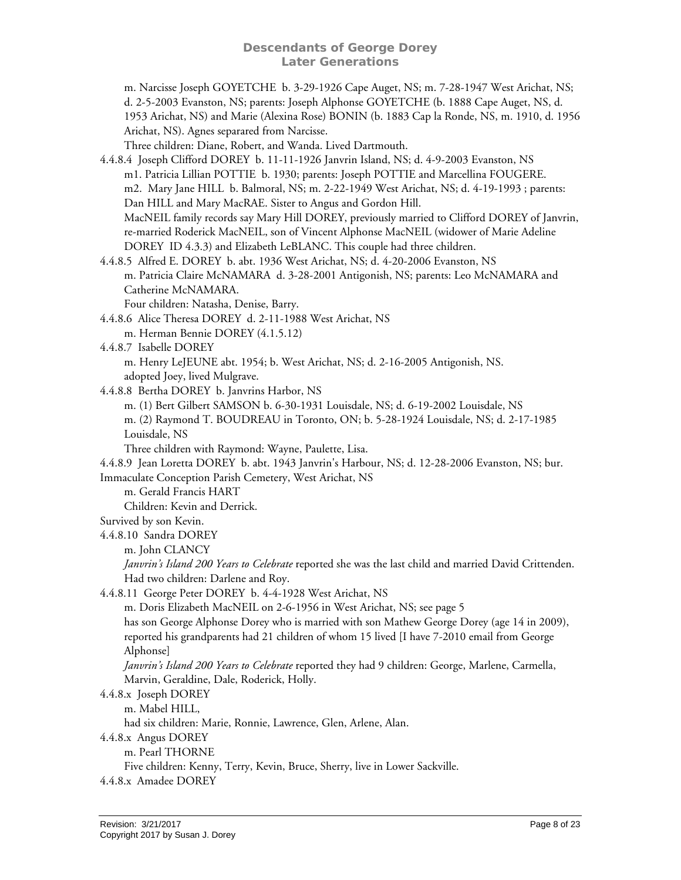m. Narcisse Joseph GOYETCHE b. 3-29-1926 Cape Auget, NS; m. 7-28-1947 West Arichat, NS; d. 2-5-2003 Evanston, NS; parents: Joseph Alphonse GOYETCHE (b. 1888 Cape Auget, NS, d. 1953 Arichat, NS) and Marie (Alexina Rose) BONIN (b. 1883 Cap la Ronde, NS, m. 1910, d. 1956 Arichat, NS). Agnes separared from Narcisse.

Three children: Diane, Robert, and Wanda. Lived Dartmouth.

4.4.8.4 Joseph Clifford DOREY b. 11-11-1926 Janvrin Island, NS; d. 4-9-2003 Evanston, NS

m1. Patricia Lillian POTTIE b. 1930; parents: Joseph POTTIE and Marcellina FOUGERE.

m2. Mary Jane HILL b. Balmoral, NS; m. 2-22-1949 West Arichat, NS; d. 4-19-1993 ; parents: Dan HILL and Mary MacRAE. Sister to Angus and Gordon Hill.

MacNEIL family records say Mary Hill DOREY, previously married to Clifford DOREY of Janvrin, re-married Roderick MacNEIL, son of Vincent Alphonse MacNEIL (widower of Marie Adeline DOREY ID 4.3.3) and Elizabeth LeBLANC. This couple had three children.

4.4.8.5 Alfred E. DOREY b. abt. 1936 West Arichat, NS; d. 4-20-2006 Evanston, NS

m. Patricia Claire McNAMARA d. 3-28-2001 Antigonish, NS; parents: Leo McNAMARA and Catherine McNAMARA.

Four children: Natasha, Denise, Barry.

4.4.8.6 Alice Theresa DOREY d. 2-11-1988 West Arichat, NS

m. Herman Bennie DOREY (4.1.5.12)

4.4.8.7 Isabelle DOREY

m. Henry LeJEUNE abt. 1954; b. West Arichat, NS; d. 2-16-2005 Antigonish, NS.

adopted Joey, lived Mulgrave.

4.4.8.8 Bertha DOREY b. Janvrins Harbor, NS

m. (1) Bert Gilbert SAMSON b. 6-30-1931 Louisdale, NS; d. 6-19-2002 Louisdale, NS

m. (2) Raymond T. BOUDREAU in Toronto, ON; b. 5-28-1924 Louisdale, NS; d. 2-17-1985 Louisdale, NS

Three children with Raymond: Wayne, Paulette, Lisa.

4.4.8.9 Jean Loretta DOREY b. abt. 1943 Janvrin's Harbour, NS; d. 12-28-2006 Evanston, NS; bur. Immaculate Conception Parish Cemetery, West Arichat, NS

m. Gerald Francis HART

Children: Kevin and Derrick.

Survived by son Kevin.

4.4.8.10 Sandra DOREY

m. John CLANCY

*Janvrin's Island 200 Years to Celebrate* reported she was the last child and married David Crittenden. Had two children: Darlene and Roy.

4.4.8.11 George Peter DOREY b. 4-4-1928 West Arichat, NS

m. Doris Elizabeth MacNEIL on 2-6-1956 in West Arichat, NS; see page 5

has son George Alphonse Dorey who is married with son Mathew George Dorey (age 14 in 2009), reported his grandparents had 21 children of whom 15 lived [I have 7-2010 email from George Alphonse]

*Janvrin's Island 200 Years to Celebrate* reported they had 9 children: George, Marlene, Carmella, Marvin, Geraldine, Dale, Roderick, Holly.

4.4.8.x Joseph DOREY

m. Mabel HILL,

had six children: Marie, Ronnie, Lawrence, Glen, Arlene, Alan.

4.4.8.x Angus DOREY

m. Pearl THORNE

Five children: Kenny, Terry, Kevin, Bruce, Sherry, live in Lower Sackville.

4.4.8.x Amadee DOREY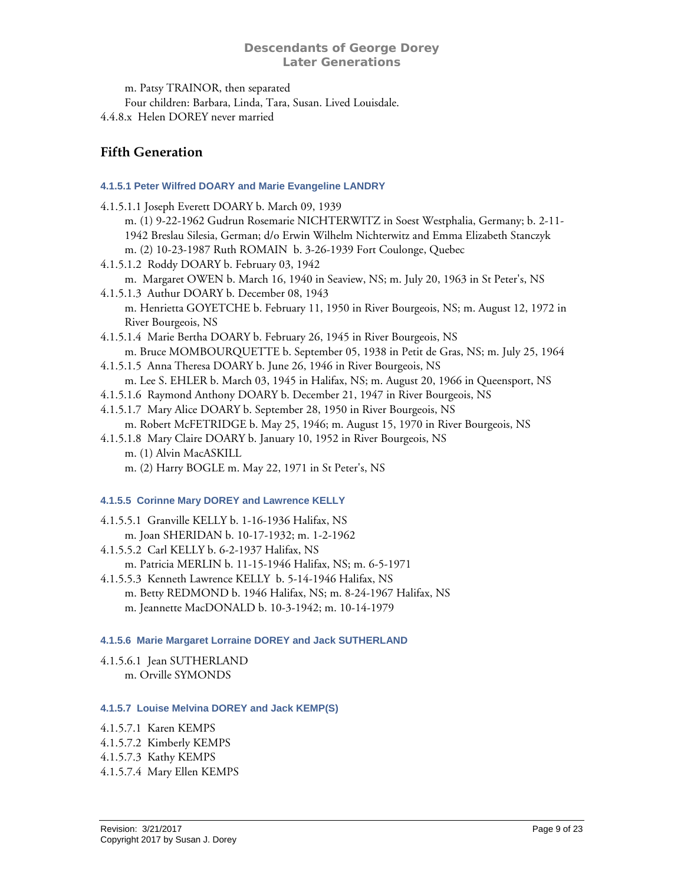m. Patsy TRAINOR, then separated
Four children: Barbara, Linda, Tara, Susan. Lived Louisdale.

4.4.8.x Helen DOREY never married

## Fifth Generation

#### 4.1.5.1 Peter Wilfred DOARY and Marie Evangeline LANDRY

4.1.5.1.1 Joseph Everett DOARY b. March 09, 1939
m. (1) 9-22-1962 Gudrun Rosemarie NICHTERWITZ in Soest Westphalia, Germany; b. 2-11-1942 Breslau Silesia, German; d/o Erwin Wilhelm Nichterwitz and Emma Elizabeth Stanczyk
m. (2) 10-23-1987 Ruth ROMAIN b. 3-26-1939 Fort Coulonge, Quebec

4.1.5.1.2 Roddy DOARY b. February 03, 1942
m. Margaret OWEN b. March 16, 1940 in Seaview, NS; m. July 20, 1963 in St Peter's, NS

4.1.5.1.3 Authur DOARY b. December 08, 1943
m. Henrietta GOYETCHE b. February 11, 1950 in River Bourgeois, NS; m. August 12, 1972 in River Bourgeois, NS

4.1.5.1.4 Marie Bertha DOARY b. February 26, 1945 in River Bourgeois, NS
m. Bruce MOMBOURQUETTE b. September 05, 1938 in Petit de Gras, NS; m. July 25, 1964

4.1.5.1.5 Anna Theresa DOARY b. June 26, 1946 in River Bourgeois, NS
m. Lee S. EHLER b. March 03, 1945 in Halifax, NS; m. August 20, 1966 in Queensport, NS

4.1.5.1.6 Raymond Anthony DOARY b. December 21, 1947 in River Bourgeois, NS

4.1.5.1.7 Mary Alice DOARY b. September 28, 1950 in River Bourgeois, NS
m. Robert McFETRIDGE b. May 25, 1946; m. August 15, 1970 in River Bourgeois, NS

4.1.5.1.8 Mary Claire DOARY b. January 10, 1952 in River Bourgeois, NS
m. (1) Alvin MacASKILL
m. (2) Harry BOGLE m. May 22, 1971 in St Peter's, NS

#### 4.1.5.5 Corinne Mary DOREY and Lawrence KELLY

4.1.5.5.1 Granville KELLY b. 1-16-1936 Halifax, NS
m. Joan SHERIDAN b. 10-17-1932; m. 1-2-1962

4.1.5.5.2 Carl KELLY b. 6-2-1937 Halifax, NS
m. Patricia MERLIN b. 11-15-1946 Halifax, NS; m. 6-5-1971

4.1.5.5.3 Kenneth Lawrence KELLY b. 5-14-1946 Halifax, NS
m. Betty REDMOND b. 1946 Halifax, NS; m. 8-24-1967 Halifax, NS
m. Jeannette MacDONALD b. 10-3-1942; m. 10-14-1979

#### 4.1.5.6 Marie Margaret Lorraine DOREY and Jack SUTHERLAND

4.1.5.6.1 Jean SUTHERLAND
m. Orville SYMONDS

#### 4.1.5.7 Louise Melvina DOREY and Jack KEMP(S)

4.1.5.7.1 Karen KEMPS
4.1.5.7.2 Kimberly KEMPS
4.1.5.7.3 Kathy KEMPS
4.1.5.7.4 Mary Ellen KEMPS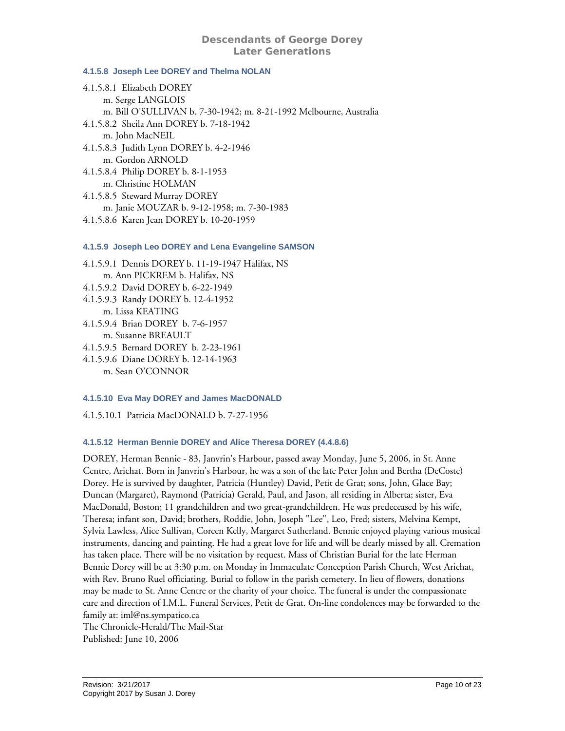#### 4.1.5.8 Joseph Lee DOREY and Thelma NOLAN

4.1.5.8.1 Elizabeth DOREY
   m. Serge LANGLOIS
   m. Bill O'SULLIVAN b. 7-30-1942; m. 8-21-1992 Melbourne, Australia
4.1.5.8.2 Sheila Ann DOREY b. 7-18-1942
   m. John MacNEIL
4.1.5.8.3 Judith Lynn DOREY b. 4-2-1946
   m. Gordon ARNOLD
4.1.5.8.4 Philip DOREY b. 8-1-1953
   m. Christine HOLMAN
4.1.5.8.5 Steward Murray DOREY
   m. Janie MOUZAR b. 9-12-1958; m. 7-30-1983
4.1.5.8.6 Karen Jean DOREY b. 10-20-1959

#### 4.1.5.9 Joseph Leo DOREY and Lena Evangeline SAMSON

4.1.5.9.1 Dennis DOREY b. 11-19-1947 Halifax, NS
   m. Ann PICKREM b. Halifax, NS
4.1.5.9.2 David DOREY b. 6-22-1949
4.1.5.9.3 Randy DOREY b. 12-4-1952
   m. Lissa KEATING
4.1.5.9.4 Brian DOREY b. 7-6-1957
   m. Susanne BREAULT
4.1.5.9.5 Bernard DOREY b. 2-23-1961
4.1.5.9.6 Diane DOREY b. 12-14-1963
   m. Sean O'CONNOR

#### 4.1.5.10 Eva May DOREY and James MacDONALD

4.1.5.10.1 Patricia MacDONALD b. 7-27-1956

#### 4.1.5.12 Herman Bennie DOREY and Alice Theresa DOREY (4.4.8.6)

DOREY, Herman Bennie - 83, Janvrin's Harbour, passed away Monday, June 5, 2006, in St. Anne Centre, Arichat. Born in Janvrin's Harbour, he was a son of the late Peter John and Bertha (DeCoste) Dorey. He is survived by daughter, Patricia (Huntley) David, Petit de Grat; sons, John, Glace Bay; Duncan (Margaret), Raymond (Patricia) Gerald, Paul, and Jason, all residing in Alberta; sister, Eva MacDonald, Boston; 11 grandchildren and two great-grandchildren. He was predeceased by his wife, Theresa; infant son, David; brothers, Roddie, John, Joseph "Lee", Leo, Fred; sisters, Melvina Kempt, Sylvia Lawless, Alice Sullivan, Coreen Kelly, Margaret Sutherland. Bennie enjoyed playing various musical instruments, dancing and painting. He had a great love for life and will be dearly missed by all. Cremation has taken place. There will be no visitation by request. Mass of Christian Burial for the late Herman Bennie Dorey will be at 3:30 p.m. on Monday in Immaculate Conception Parish Church, West Arichat, with Rev. Bruno Ruel officiating. Burial to follow in the parish cemetery. In lieu of flowers, donations may be made to St. Anne Centre or the charity of your choice. The funeral is under the compassionate care and direction of I.M.L. Funeral Services, Petit de Grat. On-line condolences may be forwarded to the family at: iml@ns.sympatico.ca
The Chronicle-Herald/The Mail-Star
Published: June 10, 2006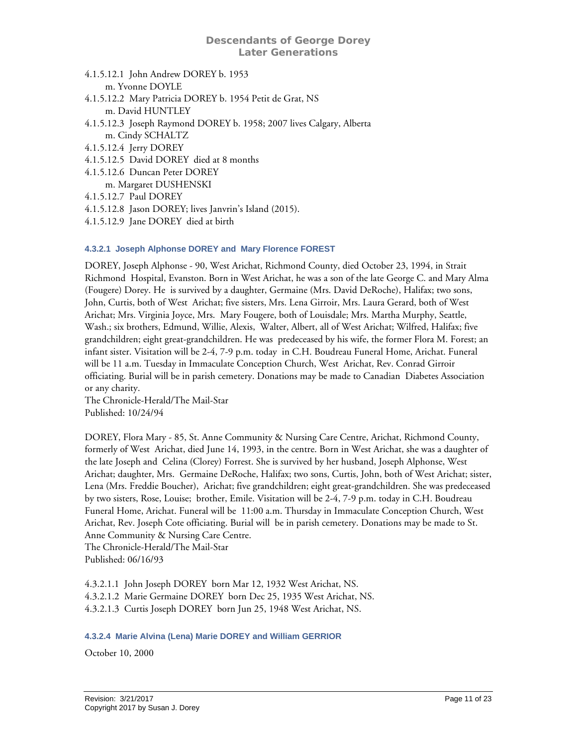4.1.5.12.1 John Andrew DOREY b. 1953
  m. Yvonne DOYLE

4.1.5.12.2 Mary Patricia DOREY b. 1954 Petit de Grat, NS
  m. David HUNTLEY

4.1.5.12.3 Joseph Raymond DOREY b. 1958; 2007 lives Calgary, Alberta
  m. Cindy SCHALTZ

4.1.5.12.4 Jerry DOREY

4.1.5.12.5 David DOREY died at 8 months

4.1.5.12.6 Duncan Peter DOREY
  m. Margaret DUSHENSKI

4.1.5.12.7 Paul DOREY

4.1.5.12.8 Jason DOREY; lives Janvrin's Island (2015).

4.1.5.12.9 Jane DOREY died at birth

#### 4.3.2.1 Joseph Alphonse DOREY and Mary Florence FOREST

DOREY, Joseph Alphonse - 90, West Arichat, Richmond County, died October 23, 1994, in Strait Richmond Hospital, Evanston. Born in West Arichat, he was a son of the late George C. and Mary Alma (Fougere) Dorey. He is survived by a daughter, Germaine (Mrs. David DeRoche), Halifax; two sons, John, Curtis, both of West Arichat; five sisters, Mrs. Lena Girroir, Mrs. Laura Gerard, both of West Arichat; Mrs. Virginia Joyce, Mrs. Mary Fougere, both of Louisdale; Mrs. Martha Murphy, Seattle, Wash.; six brothers, Edmund, Willie, Alexis, Walter, Albert, all of West Arichat; Wilfred, Halifax; five grandchildren; eight great-grandchildren. He was predeceased by his wife, the former Flora M. Forest; an infant sister. Visitation will be 2-4, 7-9 p.m. today in C.H. Boudreau Funeral Home, Arichat. Funeral will be 11 a.m. Tuesday in Immaculate Conception Church, West Arichat, Rev. Conrad Girroir officiating. Burial will be in parish cemetery. Donations may be made to Canadian Diabetes Association or any charity.
The Chronicle-Herald/The Mail-Star
Published: 10/24/94

DOREY, Flora Mary - 85, St. Anne Community & Nursing Care Centre, Arichat, Richmond County, formerly of West Arichat, died June 14, 1993, in the centre. Born in West Arichat, she was a daughter of the late Joseph and Celina (Clorey) Forrest. She is survived by her husband, Joseph Alphonse, West Arichat; daughter, Mrs. Germaine DeRoche, Halifax; two sons, Curtis, John, both of West Arichat; sister, Lena (Mrs. Freddie Boucher), Arichat; five grandchildren; eight great-grandchildren. She was predeceased by two sisters, Rose, Louise; brother, Emile. Visitation will be 2-4, 7-9 p.m. today in C.H. Boudreau Funeral Home, Arichat. Funeral will be 11:00 a.m. Thursday in Immaculate Conception Church, West Arichat, Rev. Joseph Cote officiating. Burial will be in parish cemetery. Donations may be made to St. Anne Community & Nursing Care Centre.
The Chronicle-Herald/The Mail-Star
Published: 06/16/93

4.3.2.1.1 John Joseph DOREY born Mar 12, 1932 West Arichat, NS.

4.3.2.1.2 Marie Germaine DOREY born Dec 25, 1935 West Arichat, NS.

4.3.2.1.3 Curtis Joseph DOREY born Jun 25, 1948 West Arichat, NS.

#### 4.3.2.4 Marie Alvina (Lena) Marie DOREY and William GERRIOR

October 10, 2000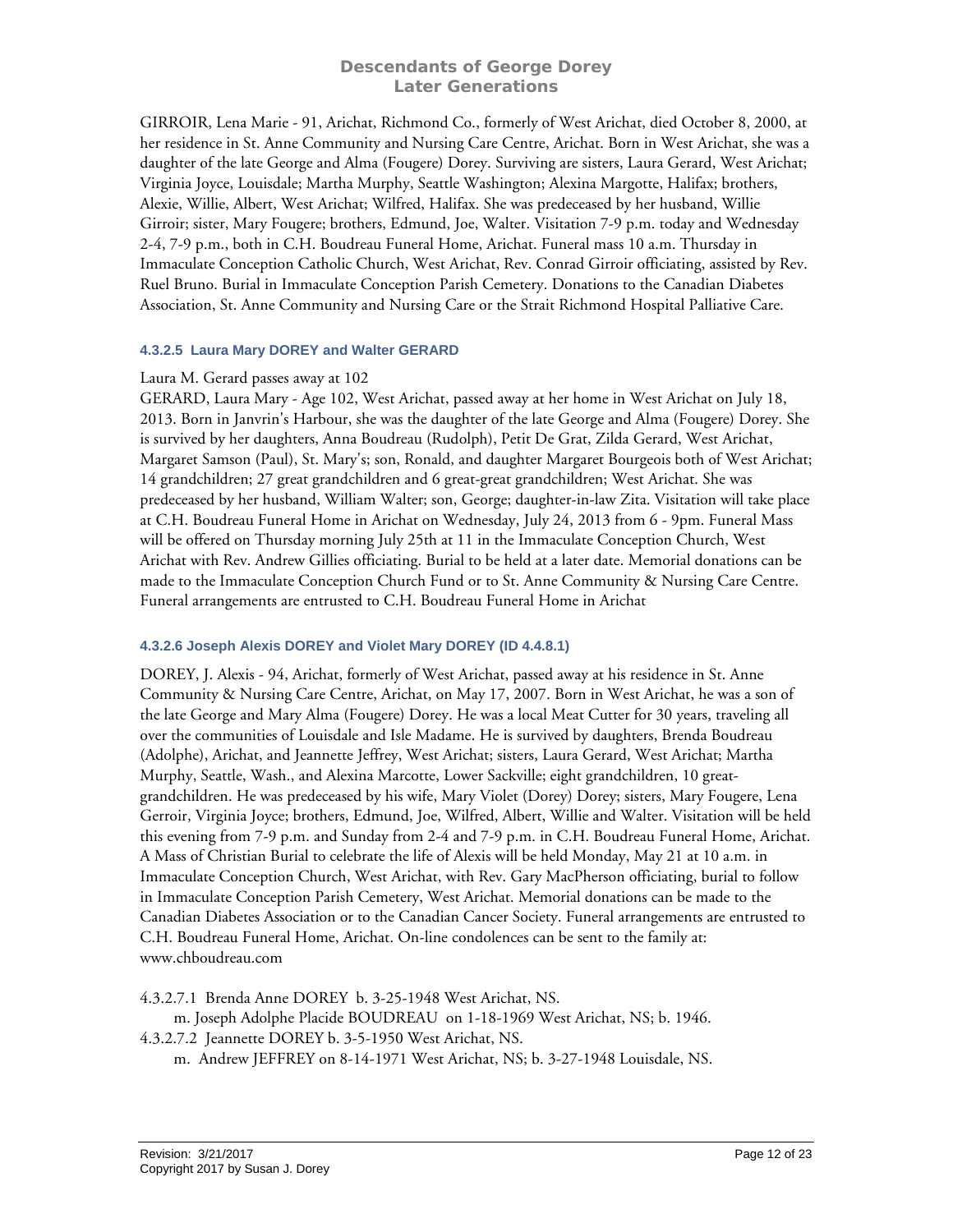GIRROIR, Lena Marie - 91, Arichat, Richmond Co., formerly of West Arichat, died October 8, 2000, at her residence in St. Anne Community and Nursing Care Centre, Arichat. Born in West Arichat, she was a daughter of the late George and Alma (Fougere) Dorey. Surviving are sisters, Laura Gerard, West Arichat; Virginia Joyce, Louisdale; Martha Murphy, Seattle Washington; Alexina Margotte, Halifax; brothers, Alexie, Willie, Albert, West Arichat; Wilfred, Halifax. She was predeceased by her husband, Willie Girroir; sister, Mary Fougere; brothers, Edmund, Joe, Walter. Visitation 7-9 p.m. today and Wednesday 2-4, 7-9 p.m., both in C.H. Boudreau Funeral Home, Arichat. Funeral mass 10 a.m. Thursday in Immaculate Conception Catholic Church, West Arichat, Rev. Conrad Girroir officiating, assisted by Rev. Ruel Bruno. Burial in Immaculate Conception Parish Cemetery. Donations to the Canadian Diabetes Association, St. Anne Community and Nursing Care or the Strait Richmond Hospital Palliative Care.

#### 4.3.2.5 Laura Mary DOREY and Walter GERARD

Laura M. Gerard passes away at 102

GERARD, Laura Mary - Age 102, West Arichat, passed away at her home in West Arichat on July 18, 2013. Born in Janvrin's Harbour, she was the daughter of the late George and Alma (Fougere) Dorey. She is survived by her daughters, Anna Boudreau (Rudolph), Petit De Grat, Zilda Gerard, West Arichat, Margaret Samson (Paul), St. Mary's; son, Ronald, and daughter Margaret Bourgeois both of West Arichat; 14 grandchildren; 27 great grandchildren and 6 great-great grandchildren; West Arichat. She was predeceased by her husband, William Walter; son, George; daughter-in-law Zita. Visitation will take place at C.H. Boudreau Funeral Home in Arichat on Wednesday, July 24, 2013 from 6 - 9pm. Funeral Mass will be offered on Thursday morning July 25th at 11 in the Immaculate Conception Church, West Arichat with Rev. Andrew Gillies officiating. Burial to be held at a later date. Memorial donations can be made to the Immaculate Conception Church Fund or to St. Anne Community & Nursing Care Centre. Funeral arrangements are entrusted to C.H. Boudreau Funeral Home in Arichat

#### 4.3.2.6 Joseph Alexis DOREY and Violet Mary DOREY (ID 4.4.8.1)

DOREY, J. Alexis - 94, Arichat, formerly of West Arichat, passed away at his residence in St. Anne Community & Nursing Care Centre, Arichat, on May 17, 2007. Born in West Arichat, he was a son of the late George and Mary Alma (Fougere) Dorey. He was a local Meat Cutter for 30 years, traveling all over the communities of Louisdale and Isle Madame. He is survived by daughters, Brenda Boudreau (Adolphe), Arichat, and Jeannette Jeffrey, West Arichat; sisters, Laura Gerard, West Arichat; Martha Murphy, Seattle, Wash., and Alexina Marcotte, Lower Sackville; eight grandchildren, 10 great-grandchildren. He was predeceased by his wife, Mary Violet (Dorey) Dorey; sisters, Mary Fougere, Lena Gerroir, Virginia Joyce; brothers, Edmund, Joe, Wilfred, Albert, Willie and Walter. Visitation will be held this evening from 7-9 p.m. and Sunday from 2-4 and 7-9 p.m. in C.H. Boudreau Funeral Home, Arichat. A Mass of Christian Burial to celebrate the life of Alexis will be held Monday, May 21 at 10 a.m. in Immaculate Conception Church, West Arichat, with Rev. Gary MacPherson officiating, burial to follow in Immaculate Conception Parish Cemetery, West Arichat. Memorial donations can be made to the Canadian Diabetes Association or to the Canadian Cancer Society. Funeral arrangements are entrusted to C.H. Boudreau Funeral Home, Arichat. On-line condolences can be sent to the family at: www.chboudreau.com

4.3.2.7.1 Brenda Anne DOREY b. 3-25-1948 West Arichat, NS.
    m. Joseph Adolphe Placide BOUDREAU on 1-18-1969 West Arichat, NS; b. 1946.
4.3.2.7.2 Jeannette DOREY b. 3-5-1950 West Arichat, NS.
    m. Andrew JEFFREY on 8-14-1971 West Arichat, NS; b. 3-27-1948 Louisdale, NS.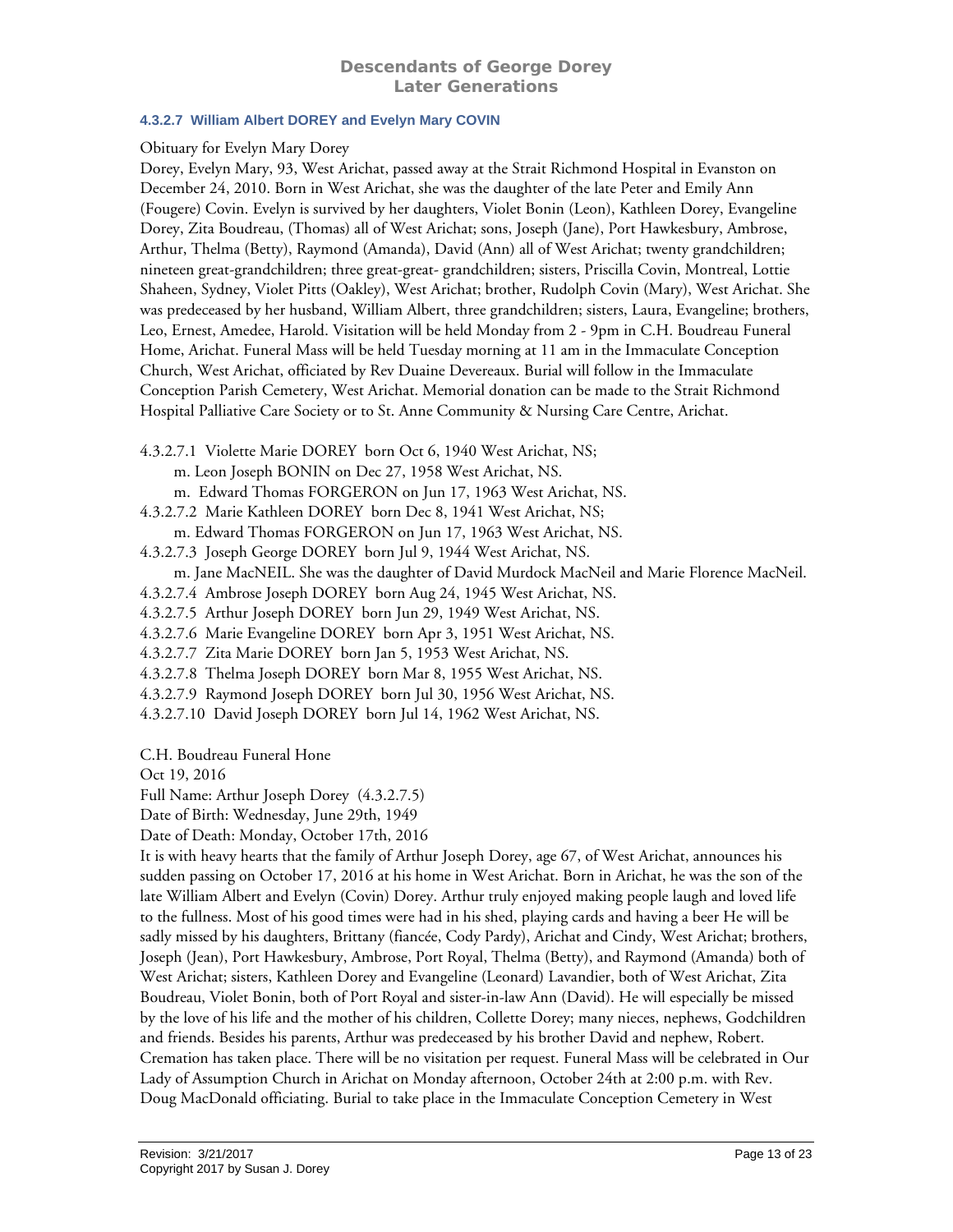#### 4.3.2.7 William Albert DOREY and Evelyn Mary COVIN

Obituary for Evelyn Mary Dorey

Dorey, Evelyn Mary, 93, West Arichat, passed away at the Strait Richmond Hospital in Evanston on December 24, 2010. Born in West Arichat, she was the daughter of the late Peter and Emily Ann (Fougere) Covin. Evelyn is survived by her daughters, Violet Bonin (Leon), Kathleen Dorey, Evangeline Dorey, Zita Boudreau, (Thomas) all of West Arichat; sons, Joseph (Jane), Port Hawkesbury, Ambrose, Arthur, Thelma (Betty), Raymond (Amanda), David (Ann) all of West Arichat; twenty grandchildren; nineteen great-grandchildren; three great-great- grandchildren; sisters, Priscilla Covin, Montreal, Lottie Shaheen, Sydney, Violet Pitts (Oakley), West Arichat; brother, Rudolph Covin (Mary), West Arichat. She was predeceased by her husband, William Albert, three grandchildren; sisters, Laura, Evangeline; brothers, Leo, Ernest, Amedee, Harold. Visitation will be held Monday from 2 - 9pm in C.H. Boudreau Funeral Home, Arichat. Funeral Mass will be held Tuesday morning at 11 am in the Immaculate Conception Church, West Arichat, officiated by Rev Duaine Devereaux. Burial will follow in the Immaculate Conception Parish Cemetery, West Arichat. Memorial donation can be made to the Strait Richmond Hospital Palliative Care Society or to St. Anne Community & Nursing Care Centre, Arichat.

4.3.2.7.1 Violette Marie DOREY born Oct 6, 1940 West Arichat, NS;
 m. Leon Joseph BONIN on Dec 27, 1958 West Arichat, NS.
 m. Edward Thomas FORGERON on Jun 17, 1963 West Arichat, NS.
4.3.2.7.2 Marie Kathleen DOREY born Dec 8, 1941 West Arichat, NS;
 m. Edward Thomas FORGERON on Jun 17, 1963 West Arichat, NS.
4.3.2.7.3 Joseph George DOREY born Jul 9, 1944 West Arichat, NS.
 m. Jane MacNEIL. She was the daughter of David Murdock MacNeil and Marie Florence MacNeil.
4.3.2.7.4 Ambrose Joseph DOREY born Aug 24, 1945 West Arichat, NS.
4.3.2.7.5 Arthur Joseph DOREY born Jun 29, 1949 West Arichat, NS.
4.3.2.7.6 Marie Evangeline DOREY born Apr 3, 1951 West Arichat, NS.
4.3.2.7.7 Zita Marie DOREY born Jan 5, 1953 West Arichat, NS.
4.3.2.7.8 Thelma Joseph DOREY born Mar 8, 1955 West Arichat, NS.
4.3.2.7.9 Raymond Joseph DOREY born Jul 30, 1956 West Arichat, NS.
4.3.2.7.10 David Joseph DOREY born Jul 14, 1962 West Arichat, NS.

C.H. Boudreau Funeral Hone
Oct 19, 2016
Full Name: Arthur Joseph Dorey (4.3.2.7.5)
Date of Birth: Wednesday, June 29th, 1949
Date of Death: Monday, October 17th, 2016

It is with heavy hearts that the family of Arthur Joseph Dorey, age 67, of West Arichat, announces his sudden passing on October 17, 2016 at his home in West Arichat. Born in Arichat, he was the son of the late William Albert and Evelyn (Covin) Dorey. Arthur truly enjoyed making people laugh and loved life to the fullness. Most of his good times were had in his shed, playing cards and having a beer He will be sadly missed by his daughters, Brittany (fiancée, Cody Pardy), Arichat and Cindy, West Arichat; brothers, Joseph (Jean), Port Hawkesbury, Ambrose, Port Royal, Thelma (Betty), and Raymond (Amanda) both of West Arichat; sisters, Kathleen Dorey and Evangeline (Leonard) Lavandier, both of West Arichat, Zita Boudreau, Violet Bonin, both of Port Royal and sister-in-law Ann (David). He will especially be missed by the love of his life and the mother of his children, Collette Dorey; many nieces, nephews, Godchildren and friends. Besides his parents, Arthur was predeceased by his brother David and nephew, Robert. Cremation has taken place. There will be no visitation per request. Funeral Mass will be celebrated in Our Lady of Assumption Church in Arichat on Monday afternoon, October 24th at 2:00 p.m. with Rev. Doug MacDonald officiating. Burial to take place in the Immaculate Conception Cemetery in West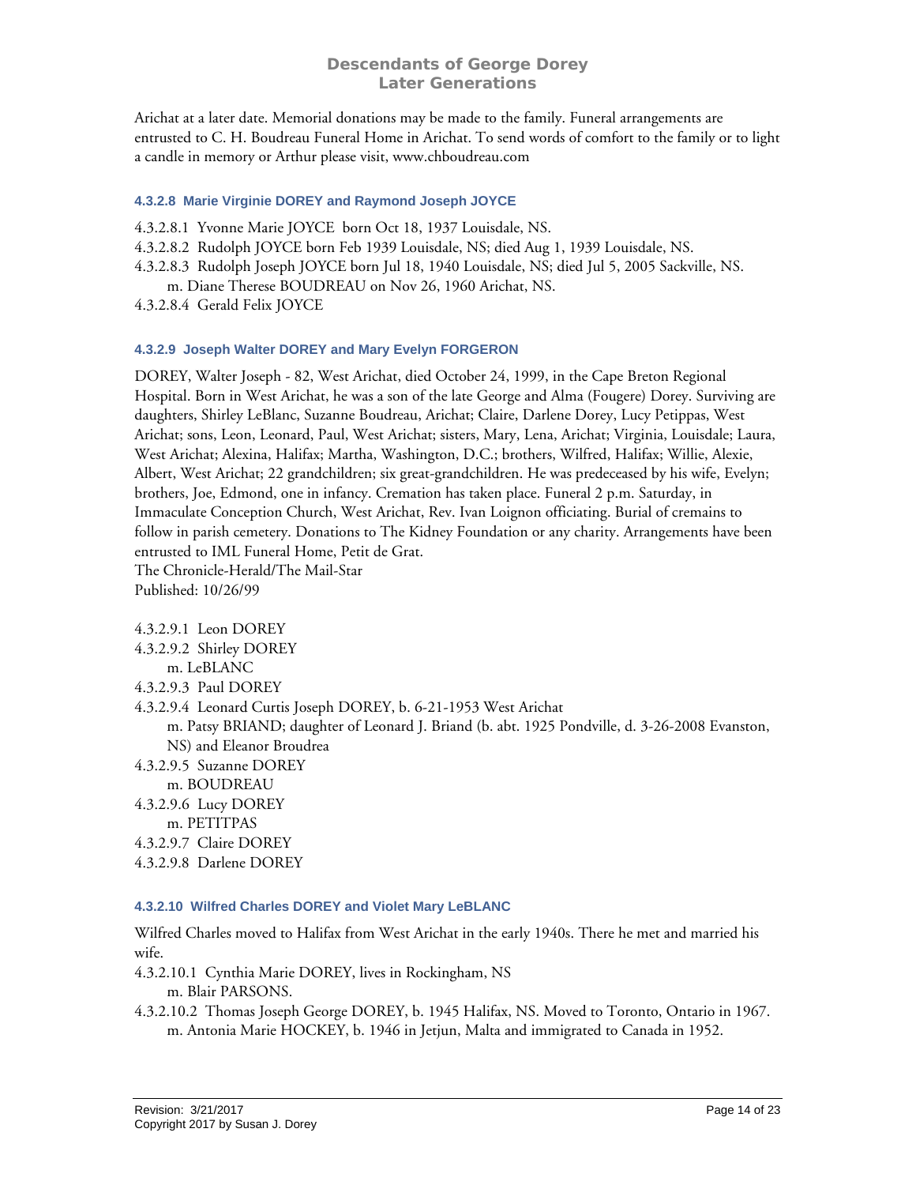Arichat at a later date. Memorial donations may be made to the family. Funeral arrangements are entrusted to C. H. Boudreau Funeral Home in Arichat. To send words of comfort to the family or to light a candle in memory or Arthur please visit, www.chboudreau.com

#### 4.3.2.8 Marie Virginie DOREY and Raymond Joseph JOYCE

4.3.2.8.1 Yvonne Marie JOYCE born Oct 18, 1937 Louisdale, NS.
4.3.2.8.2 Rudolph JOYCE born Feb 1939 Louisdale, NS; died Aug 1, 1939 Louisdale, NS.
4.3.2.8.3 Rudolph Joseph JOYCE born Jul 18, 1940 Louisdale, NS; died Jul 5, 2005 Sackville, NS.
  m. Diane Therese BOUDREAU on Nov 26, 1960 Arichat, NS.
4.3.2.8.4 Gerald Felix JOYCE

#### 4.3.2.9 Joseph Walter DOREY and Mary Evelyn FORGERON

DOREY, Walter Joseph - 82, West Arichat, died October 24, 1999, in the Cape Breton Regional Hospital. Born in West Arichat, he was a son of the late George and Alma (Fougere) Dorey. Surviving are daughters, Shirley LeBlanc, Suzanne Boudreau, Arichat; Claire, Darlene Dorey, Lucy Petippas, West Arichat; sons, Leon, Leonard, Paul, West Arichat; sisters, Mary, Lena, Arichat; Virginia, Louisdale; Laura, West Arichat; Alexina, Halifax; Martha, Washington, D.C.; brothers, Wilfred, Halifax; Willie, Alexie, Albert, West Arichat; 22 grandchildren; six great-grandchildren. He was predeceased by his wife, Evelyn; brothers, Joe, Edmond, one in infancy. Cremation has taken place. Funeral 2 p.m. Saturday, in Immaculate Conception Church, West Arichat, Rev. Ivan Loignon officiating. Burial of cremains to follow in parish cemetery. Donations to The Kidney Foundation or any charity. Arrangements have been entrusted to IML Funeral Home, Petit de Grat.
The Chronicle-Herald/The Mail-Star
Published: 10/26/99

4.3.2.9.1 Leon DOREY
4.3.2.9.2 Shirley DOREY
  m. LeBLANC
4.3.2.9.3 Paul DOREY
4.3.2.9.4 Leonard Curtis Joseph DOREY, b. 6-21-1953 West Arichat
  m. Patsy BRIAND; daughter of Leonard J. Briand (b. abt. 1925 Pondville, d. 3-26-2008 Evanston, NS) and Eleanor Broudrea
4.3.2.9.5 Suzanne DOREY
  m. BOUDREAU
4.3.2.9.6 Lucy DOREY
  m. PETITPAS
4.3.2.9.7 Claire DOREY
4.3.2.9.8 Darlene DOREY

#### 4.3.2.10 Wilfred Charles DOREY and Violet Mary LeBLANC

Wilfred Charles moved to Halifax from West Arichat in the early 1940s. There he met and married his wife.

4.3.2.10.1 Cynthia Marie DOREY, lives in Rockingham, NS
  m. Blair PARSONS.
4.3.2.10.2 Thomas Joseph George DOREY, b. 1945 Halifax, NS. Moved to Toronto, Ontario in 1967.
  m. Antonia Marie HOCKEY, b. 1946 in Jetjun, Malta and immigrated to Canada in 1952.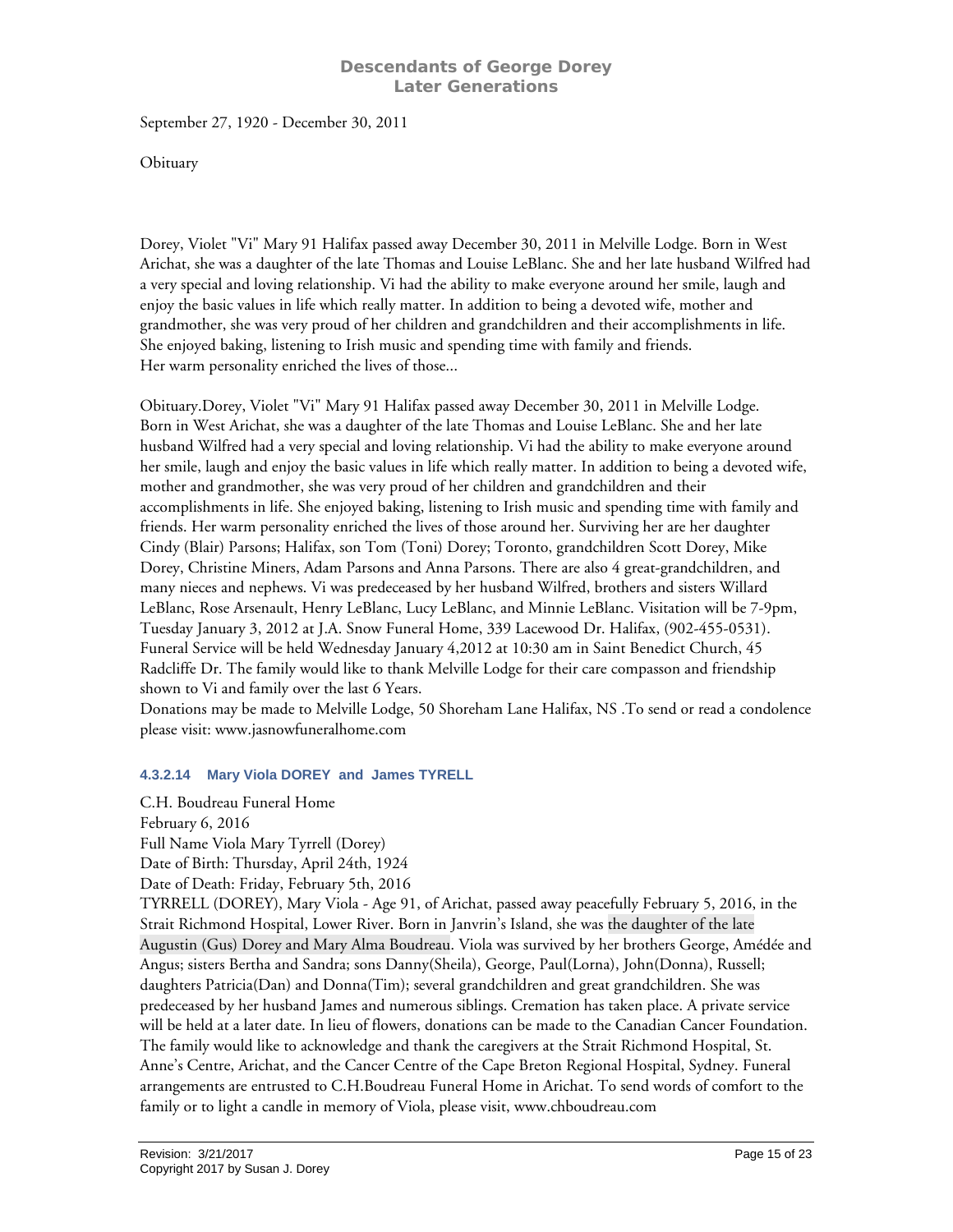September 27, 1920 - December 30, 2011

Obituary

Dorey, Violet "Vi" Mary 91 Halifax passed away December 30, 2011 in Melville Lodge. Born in West Arichat, she was a daughter of the late Thomas and Louise LeBlanc. She and her late husband Wilfred had a very special and loving relationship. Vi had the ability to make everyone around her smile, laugh and enjoy the basic values in life which really matter. In addition to being a devoted wife, mother and grandmother, she was very proud of her children and grandchildren and their accomplishments in life. She enjoyed baking, listening to Irish music and spending time with family and friends.
Her warm personality enriched the lives of those...

Obituary.Dorey, Violet "Vi" Mary 91 Halifax passed away December 30, 2011 in Melville Lodge. Born in West Arichat, she was a daughter of the late Thomas and Louise LeBlanc. She and her late husband Wilfred had a very special and loving relationship. Vi had the ability to make everyone around her smile, laugh and enjoy the basic values in life which really matter. In addition to being a devoted wife, mother and grandmother, she was very proud of her children and grandchildren and their accomplishments in life. She enjoyed baking, listening to Irish music and spending time with family and friends. Her warm personality enriched the lives of those around her. Surviving her are her daughter Cindy (Blair) Parsons; Halifax, son Tom (Toni) Dorey; Toronto, grandchildren Scott Dorey, Mike Dorey, Christine Miners, Adam Parsons and Anna Parsons. There are also 4 great-grandchildren, and many nieces and nephews. Vi was predeceased by her husband Wilfred, brothers and sisters Willard LeBlanc, Rose Arsenault, Henry LeBlanc, Lucy LeBlanc, and Minnie LeBlanc. Visitation will be 7-9pm, Tuesday January 3, 2012 at J.A. Snow Funeral Home, 339 Lacewood Dr. Halifax, (902-455-0531). Funeral Service will be held Wednesday January 4,2012 at 10:30 am in Saint Benedict Church, 45 Radcliffe Dr. The family would like to thank Melville Lodge for their care compasson and friendship shown to Vi and family over the last 6 Years.
Donations may be made to Melville Lodge, 50 Shoreham Lane Halifax, NS .To send or read a condolence please visit: www.jasnowfuneralhome.com

#### 4.3.2.14 Mary Viola DOREY and James TYRELL

C.H. Boudreau Funeral Home
February 6, 2016
Full Name Viola Mary Tyrrell (Dorey)
Date of Birth: Thursday, April 24th, 1924
Date of Death: Friday, February 5th, 2016
TYRRELL (DOREY), Mary Viola - Age 91, of Arichat, passed away peacefully February 5, 2016, in the Strait Richmond Hospital, Lower River. Born in Janvrin's Island, she was the daughter of the late Augustin (Gus) Dorey and Mary Alma Boudreau. Viola was survived by her brothers George, Amédée and Angus; sisters Bertha and Sandra; sons Danny(Sheila), George, Paul(Lorna), John(Donna), Russell; daughters Patricia(Dan) and Donna(Tim); several grandchildren and great grandchildren. She was predeceased by her husband James and numerous siblings. Cremation has taken place. A private service will be held at a later date. In lieu of flowers, donations can be made to the Canadian Cancer Foundation. The family would like to acknowledge and thank the caregivers at the Strait Richmond Hospital, St. Anne's Centre, Arichat, and the Cancer Centre of the Cape Breton Regional Hospital, Sydney. Funeral arrangements are entrusted to C.H.Boudreau Funeral Home in Arichat. To send words of comfort to the family or to light a candle in memory of Viola, please visit, www.chboudreau.com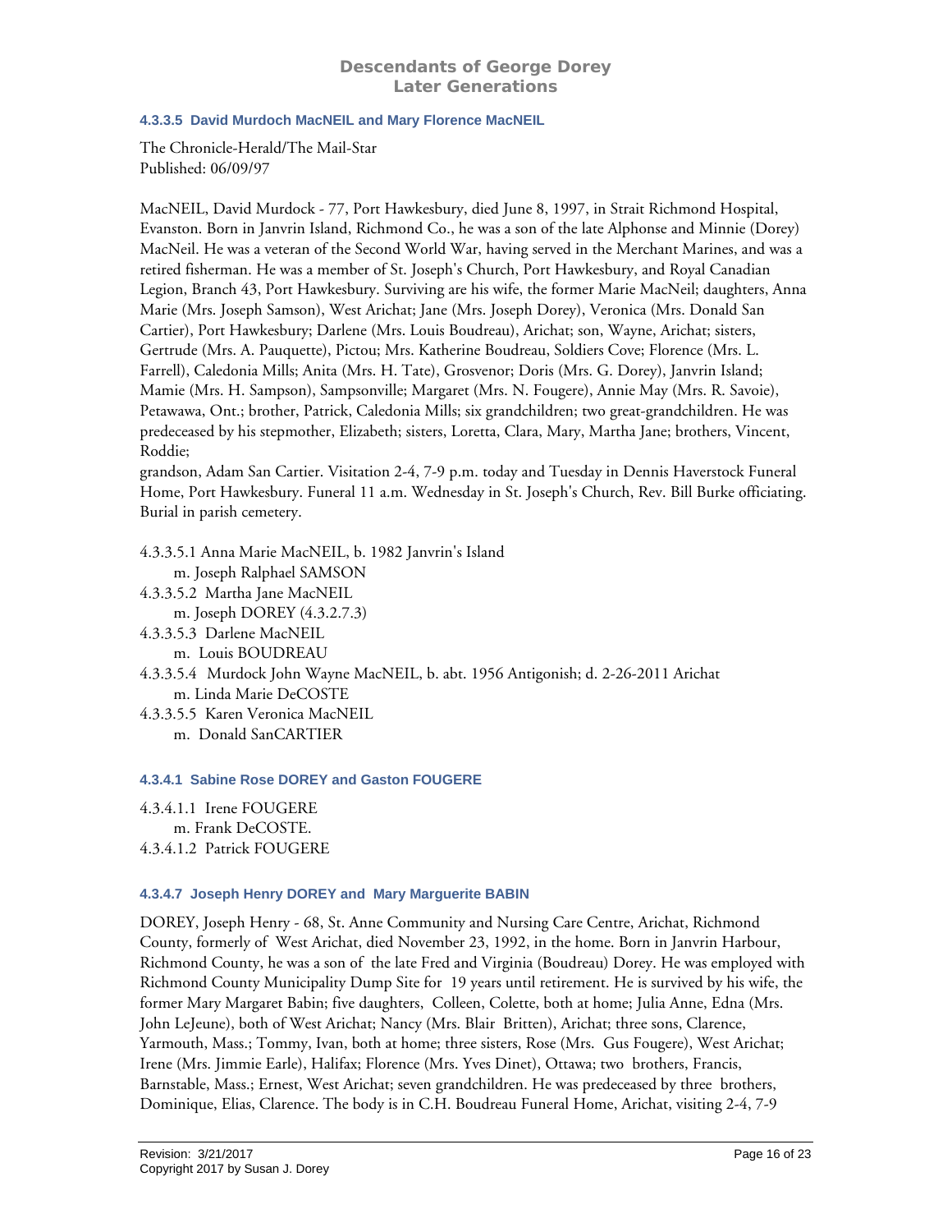#### 4.3.3.5 David Murdoch MacNEIL and Mary Florence MacNEIL

The Chronicle-Herald/The Mail-Star
Published: 06/09/97

MacNEIL, David Murdock - 77, Port Hawkesbury, died June 8, 1997, in Strait Richmond Hospital, Evanston. Born in Janvrin Island, Richmond Co., he was a son of the late Alphonse and Minnie (Dorey) MacNeil. He was a veteran of the Second World War, having served in the Merchant Marines, and was a retired fisherman. He was a member of St. Joseph's Church, Port Hawkesbury, and Royal Canadian Legion, Branch 43, Port Hawkesbury. Surviving are his wife, the former Marie MacNeil; daughters, Anna Marie (Mrs. Joseph Samson), West Arichat; Jane (Mrs. Joseph Dorey), Veronica (Mrs. Donald San Cartier), Port Hawkesbury; Darlene (Mrs. Louis Boudreau), Arichat; son, Wayne, Arichat; sisters, Gertrude (Mrs. A. Pauquette), Pictou; Mrs. Katherine Boudreau, Soldiers Cove; Florence (Mrs. L. Farrell), Caledonia Mills; Anita (Mrs. H. Tate), Grosvenor; Doris (Mrs. G. Dorey), Janvrin Island; Mamie (Mrs. H. Sampson), Sampsonville; Margaret (Mrs. N. Fougere), Annie May (Mrs. R. Savoie), Petawawa, Ont.; brother, Patrick, Caledonia Mills; six grandchildren; two great-grandchildren. He was predeceased by his stepmother, Elizabeth; sisters, Loretta, Clara, Mary, Martha Jane; brothers, Vincent, Roddie;
grandson, Adam San Cartier. Visitation 2-4, 7-9 p.m. today and Tuesday in Dennis Haverstock Funeral Home, Port Hawkesbury. Funeral 11 a.m. Wednesday in St. Joseph's Church, Rev. Bill Burke officiating. Burial in parish cemetery.

4.3.3.5.1 Anna Marie MacNEIL, b. 1982 Janvrin's Island
 m. Joseph Ralphael SAMSON
4.3.3.5.2 Martha Jane MacNEIL
 m. Joseph DOREY (4.3.2.7.3)
4.3.3.5.3 Darlene MacNEIL
 m. Louis BOUDREAU
4.3.3.5.4 Murdock John Wayne MacNEIL, b. abt. 1956 Antigonish; d. 2-26-2011 Arichat
 m. Linda Marie DeCOSTE
4.3.3.5.5 Karen Veronica MacNEIL
 m. Donald SanCARTIER

#### 4.3.4.1 Sabine Rose DOREY and Gaston FOUGERE

4.3.4.1.1 Irene FOUGERE
 m. Frank DeCOSTE.
4.3.4.1.2 Patrick FOUGERE

#### 4.3.4.7 Joseph Henry DOREY and Mary Marguerite BABIN

DOREY, Joseph Henry - 68, St. Anne Community and Nursing Care Centre, Arichat, Richmond County, formerly of West Arichat, died November 23, 1992, in the home. Born in Janvrin Harbour, Richmond County, he was a son of the late Fred and Virginia (Boudreau) Dorey. He was employed with Richmond County Municipality Dump Site for 19 years until retirement. He is survived by his wife, the former Mary Margaret Babin; five daughters, Colleen, Colette, both at home; Julia Anne, Edna (Mrs. John LeJeune), both of West Arichat; Nancy (Mrs. Blair Britten), Arichat; three sons, Clarence, Yarmouth, Mass.; Tommy, Ivan, both at home; three sisters, Rose (Mrs. Gus Fougere), West Arichat; Irene (Mrs. Jimmie Earle), Halifax; Florence (Mrs. Yves Dinet), Ottawa; two brothers, Francis, Barnstable, Mass.; Ernest, West Arichat; seven grandchildren. He was predeceased by three brothers, Dominique, Elias, Clarence. The body is in C.H. Boudreau Funeral Home, Arichat, visiting 2-4, 7-9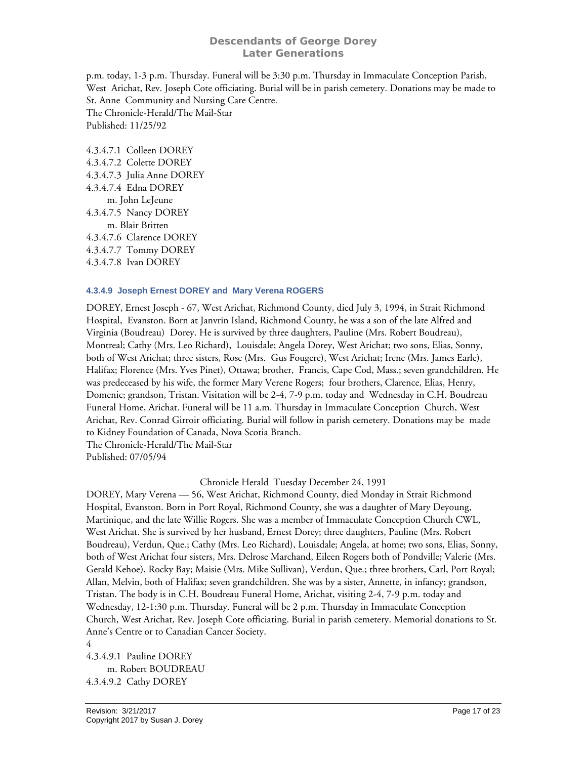p.m. today, 1-3 p.m. Thursday. Funeral will be 3:30 p.m. Thursday in Immaculate Conception Parish, West Arichat, Rev. Joseph Cote officiating. Burial will be in parish cemetery. Donations may be made to St. Anne Community and Nursing Care Centre.
The Chronicle-Herald/The Mail-Star
Published: 11/25/92

4.3.4.7.1 Colleen DOREY
4.3.4.7.2 Colette DOREY
4.3.4.7.3 Julia Anne DOREY
4.3.4.7.4 Edna DOREY
m. John LeJeune
4.3.4.7.5 Nancy DOREY
m. Blair Britten
4.3.4.7.6 Clarence DOREY
4.3.4.7.7 Tommy DOREY
4.3.4.7.8 Ivan DOREY

#### 4.3.4.9 Joseph Ernest DOREY and Mary Verena ROGERS

DOREY, Ernest Joseph - 67, West Arichat, Richmond County, died July 3, 1994, in Strait Richmond Hospital, Evanston. Born at Janvrin Island, Richmond County, he was a son of the late Alfred and Virginia (Boudreau) Dorey. He is survived by three daughters, Pauline (Mrs. Robert Boudreau), Montreal; Cathy (Mrs. Leo Richard), Louisdale; Angela Dorey, West Arichat; two sons, Elias, Sonny, both of West Arichat; three sisters, Rose (Mrs. Gus Fougere), West Arichat; Irene (Mrs. James Earle), Halifax; Florence (Mrs. Yves Pinet), Ottawa; brother, Francis, Cape Cod, Mass.; seven grandchildren. He was predeceased by his wife, the former Mary Verene Rogers; four brothers, Clarence, Elias, Henry, Domenic; grandson, Tristan. Visitation will be 2-4, 7-9 p.m. today and Wednesday in C.H. Boudreau Funeral Home, Arichat. Funeral will be 11 a.m. Thursday in Immaculate Conception Church, West Arichat, Rev. Conrad Girroir officiating. Burial will follow in parish cemetery. Donations may be made to Kidney Foundation of Canada, Nova Scotia Branch.
The Chronicle-Herald/The Mail-Star
Published: 07/05/94

Chronicle Herald Tuesday December 24, 1991

DOREY, Mary Verena — 56, West Arichat, Richmond County, died Monday in Strait Richmond Hospital, Evanston. Born in Port Royal, Richmond County, she was a daughter of Mary Deyoung, Martinique, and the late Willie Rogers. She was a member of Immaculate Conception Church CWL, West Arichat. She is survived by her husband, Ernest Dorey; three daughters, Pauline (Mrs. Robert Boudreau), Verdun, Que.; Cathy (Mrs. Leo Richard), Louisdale; Angela, at home; two sons, Elias, Sonny, both of West Arichat four sisters, Mrs. Delrose Marchand, Eileen Rogers both of Pondville; Valerie (Mrs. Gerald Kehoe), Rocky Bay; Maisie (Mrs. Mike Sullivan), Verdun, Que.; three brothers, Carl, Port Royal; Allan, Melvin, both of Halifax; seven grandchildren. She was by a sister, Annette, in infancy; grandson, Tristan. The body is in C.H. Boudreau Funeral Home, Arichat, visiting 2-4, 7-9 p.m. today and Wednesday, 12-1:30 p.m. Thursday. Funeral will be 2 p.m. Thursday in Immaculate Conception Church, West Arichat, Rev. Joseph Cote officiating. Burial in parish cemetery. Memorial donations to St. Anne's Centre or to Canadian Cancer Society.
4

4.3.4.9.1 Pauline DOREY
m. Robert BOUDREAU
4.3.4.9.2 Cathy DOREY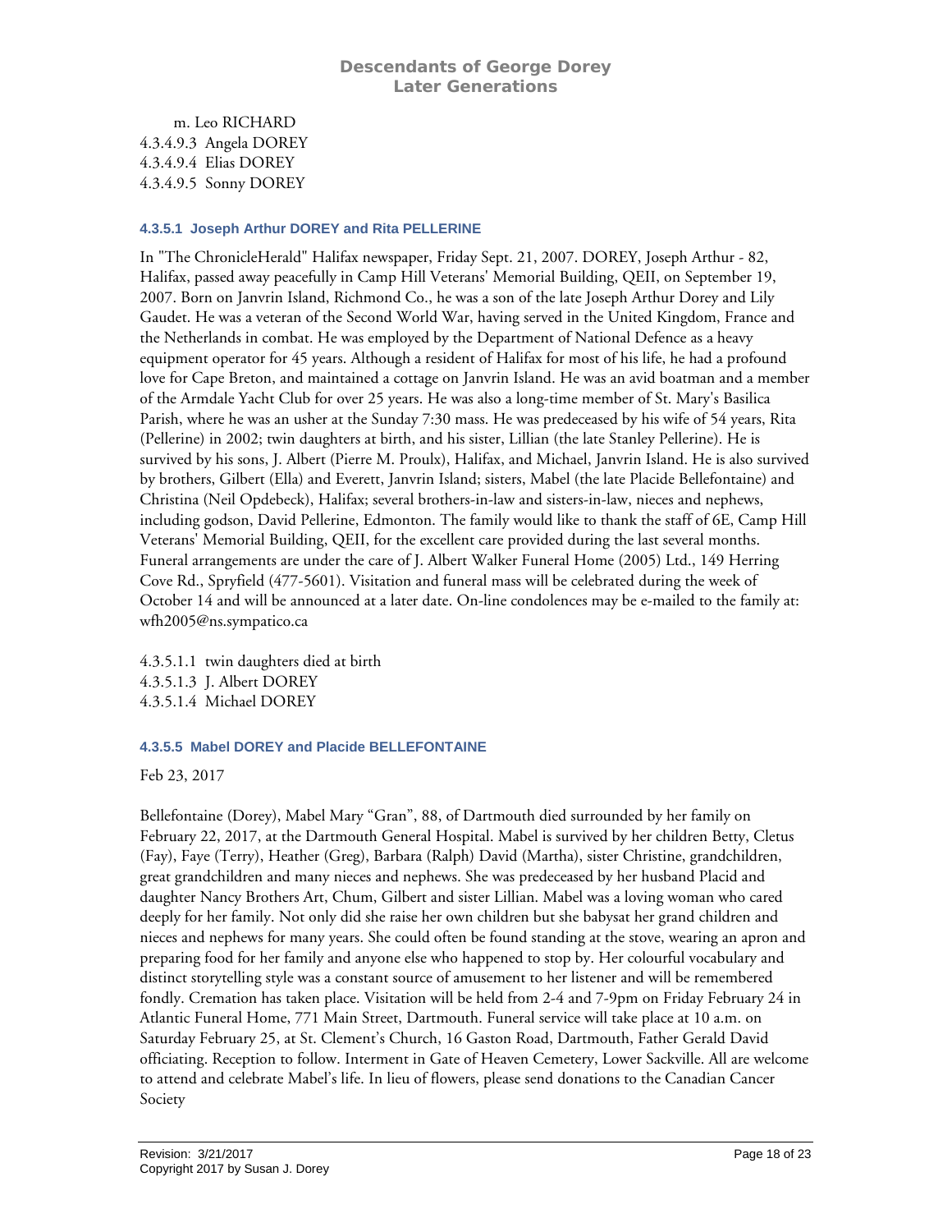m. Leo RICHARD
4.3.4.9.3 Angela DOREY
4.3.4.9.4 Elias DOREY
4.3.4.9.5 Sonny DOREY

#### 4.3.5.1 Joseph Arthur DOREY and Rita PELLERINE

In "The ChronicleHerald" Halifax newspaper, Friday Sept. 21, 2007. DOREY, Joseph Arthur - 82, Halifax, passed away peacefully in Camp Hill Veterans' Memorial Building, QEII, on September 19, 2007. Born on Janvrin Island, Richmond Co., he was a son of the late Joseph Arthur Dorey and Lily Gaudet. He was a veteran of the Second World War, having served in the United Kingdom, France and the Netherlands in combat. He was employed by the Department of National Defence as a heavy equipment operator for 45 years. Although a resident of Halifax for most of his life, he had a profound love for Cape Breton, and maintained a cottage on Janvrin Island. He was an avid boatman and a member of the Armdale Yacht Club for over 25 years. He was also a long-time member of St. Mary's Basilica Parish, where he was an usher at the Sunday 7:30 mass. He was predeceased by his wife of 54 years, Rita (Pellerine) in 2002; twin daughters at birth, and his sister, Lillian (the late Stanley Pellerine). He is survived by his sons, J. Albert (Pierre M. Proulx), Halifax, and Michael, Janvrin Island. He is also survived by brothers, Gilbert (Ella) and Everett, Janvrin Island; sisters, Mabel (the late Placide Bellefontaine) and Christina (Neil Opdebeck), Halifax; several brothers-in-law and sisters-in-law, nieces and nephews, including godson, David Pellerine, Edmonton. The family would like to thank the staff of 6E, Camp Hill Veterans' Memorial Building, QEII, for the excellent care provided during the last several months. Funeral arrangements are under the care of J. Albert Walker Funeral Home (2005) Ltd., 149 Herring Cove Rd., Spryfield (477-5601). Visitation and funeral mass will be celebrated during the week of October 14 and will be announced at a later date. On-line condolences may be e-mailed to the family at: wfh2005@ns.sympatico.ca

4.3.5.1.1 twin daughters died at birth
4.3.5.1.3 J. Albert DOREY
4.3.5.1.4 Michael DOREY

#### 4.3.5.5 Mabel DOREY and Placide BELLEFONTAINE

Feb 23, 2017

Bellefontaine (Dorey), Mabel Mary "Gran", 88, of Dartmouth died surrounded by her family on February 22, 2017, at the Dartmouth General Hospital. Mabel is survived by her children Betty, Cletus (Fay), Faye (Terry), Heather (Greg), Barbara (Ralph) David (Martha), sister Christine, grandchildren, great grandchildren and many nieces and nephews. She was predeceased by her husband Placid and daughter Nancy Brothers Art, Chum, Gilbert and sister Lillian. Mabel was a loving woman who cared deeply for her family. Not only did she raise her own children but she babysat her grand children and nieces and nephews for many years. She could often be found standing at the stove, wearing an apron and preparing food for her family and anyone else who happened to stop by. Her colourful vocabulary and distinct storytelling style was a constant source of amusement to her listener and will be remembered fondly. Cremation has taken place. Visitation will be held from 2-4 and 7-9pm on Friday February 24 in Atlantic Funeral Home, 771 Main Street, Dartmouth. Funeral service will take place at 10 a.m. on Saturday February 25, at St. Clement's Church, 16 Gaston Road, Dartmouth, Father Gerald David officiating. Reception to follow. Interment in Gate of Heaven Cemetery, Lower Sackville. All are welcome to attend and celebrate Mabel's life. In lieu of flowers, please send donations to the Canadian Cancer Society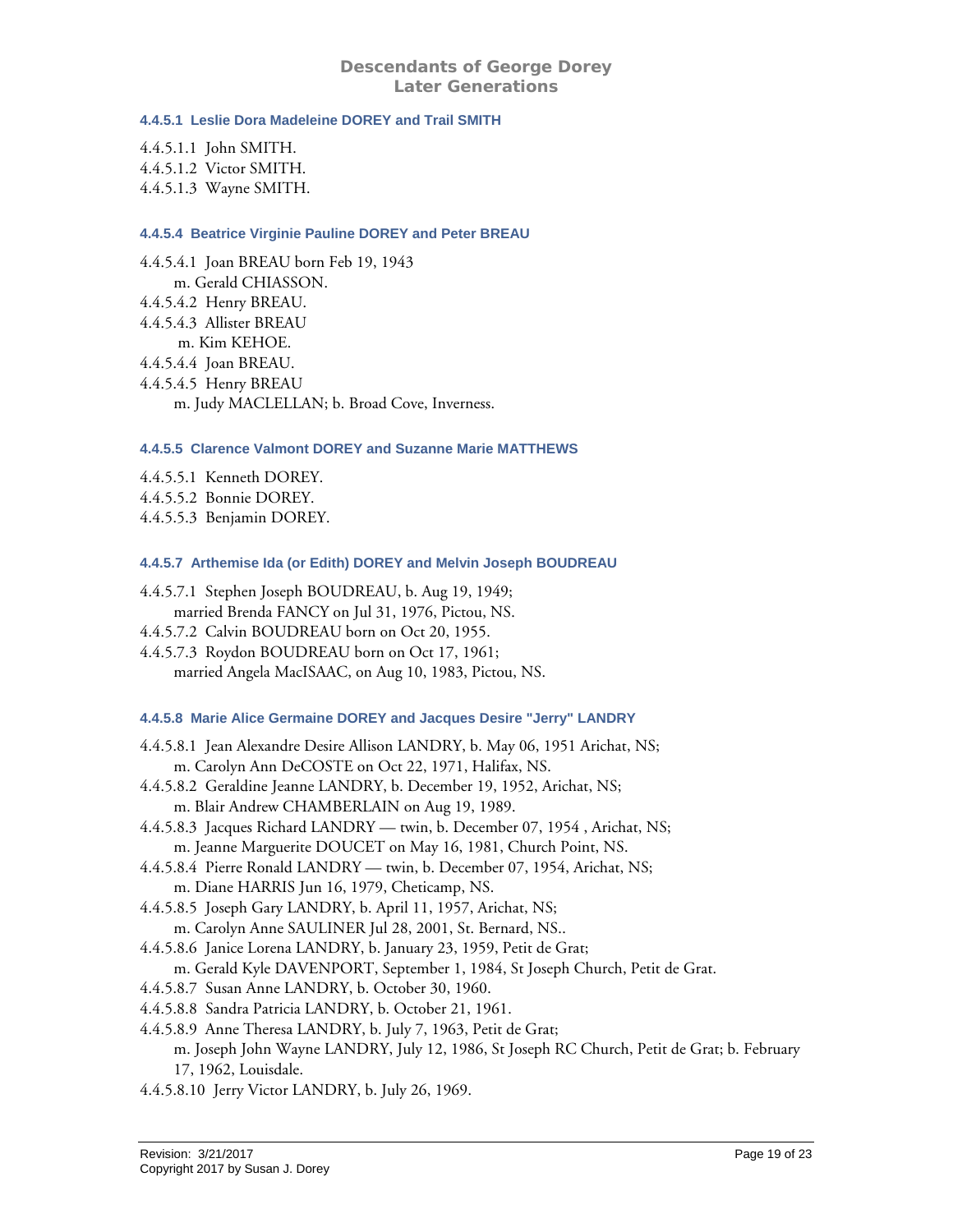### 4.4.5.1 Leslie Dora Madeleine DOREY and Trail SMITH

4.4.5.1.1 John SMITH.
4.4.5.1.2 Victor SMITH.
4.4.5.1.3 Wayne SMITH.

### 4.4.5.4 Beatrice Virginie Pauline DOREY and Peter BREAU

4.4.5.4.1 Joan BREAU born Feb 19, 1943
  m. Gerald CHIASSON.
4.4.5.4.2 Henry BREAU.
4.4.5.4.3 Allister BREAU
  m. Kim KEHOE.
4.4.5.4.4 Joan BREAU.
4.4.5.4.5 Henry BREAU
  m. Judy MACLELLAN; b. Broad Cove, Inverness.

### 4.4.5.5 Clarence Valmont DOREY and Suzanne Marie MATTHEWS

4.4.5.5.1 Kenneth DOREY.
4.4.5.5.2 Bonnie DOREY.
4.4.5.5.3 Benjamin DOREY.

### 4.4.5.7 Arthemise Ida (or Edith) DOREY and Melvin Joseph BOUDREAU

4.4.5.7.1 Stephen Joseph BOUDREAU, b. Aug 19, 1949;
  married Brenda FANCY on Jul 31, 1976, Pictou, NS.
4.4.5.7.2 Calvin BOUDREAU born on Oct 20, 1955.
4.4.5.7.3 Roydon BOUDREAU born on Oct 17, 1961;
  married Angela MacISAAC, on Aug 10, 1983, Pictou, NS.

### 4.4.5.8 Marie Alice Germaine DOREY and Jacques Desire "Jerry" LANDRY

4.4.5.8.1 Jean Alexandre Desire Allison LANDRY, b. May 06, 1951 Arichat, NS;
  m. Carolyn Ann DeCOSTE on Oct 22, 1971, Halifax, NS.
4.4.5.8.2 Geraldine Jeanne LANDRY, b. December 19, 1952, Arichat, NS;
  m. Blair Andrew CHAMBERLAIN on Aug 19, 1989.
4.4.5.8.3 Jacques Richard LANDRY — twin, b. December 07, 1954 , Arichat, NS;
  m. Jeanne Marguerite DOUCET on May 16, 1981, Church Point, NS.
4.4.5.8.4 Pierre Ronald LANDRY — twin, b. December 07, 1954, Arichat, NS;
  m. Diane HARRIS Jun 16, 1979, Cheticamp, NS.
4.4.5.8.5 Joseph Gary LANDRY, b. April 11, 1957, Arichat, NS;
  m. Carolyn Anne SAULINER Jul 28, 2001, St. Bernard, NS..
4.4.5.8.6 Janice Lorena LANDRY, b. January 23, 1959, Petit de Grat;
  m. Gerald Kyle DAVENPORT, September 1, 1984, St Joseph Church, Petit de Grat.
4.4.5.8.7 Susan Anne LANDRY, b. October 30, 1960.
4.4.5.8.8 Sandra Patricia LANDRY, b. October 21, 1961.
4.4.5.8.9 Anne Theresa LANDRY, b. July 7, 1963, Petit de Grat;
  m. Joseph John Wayne LANDRY, July 12, 1986, St Joseph RC Church, Petit de Grat; b. February 17, 1962, Louisdale.
4.4.5.8.10 Jerry Victor LANDRY, b. July 26, 1969.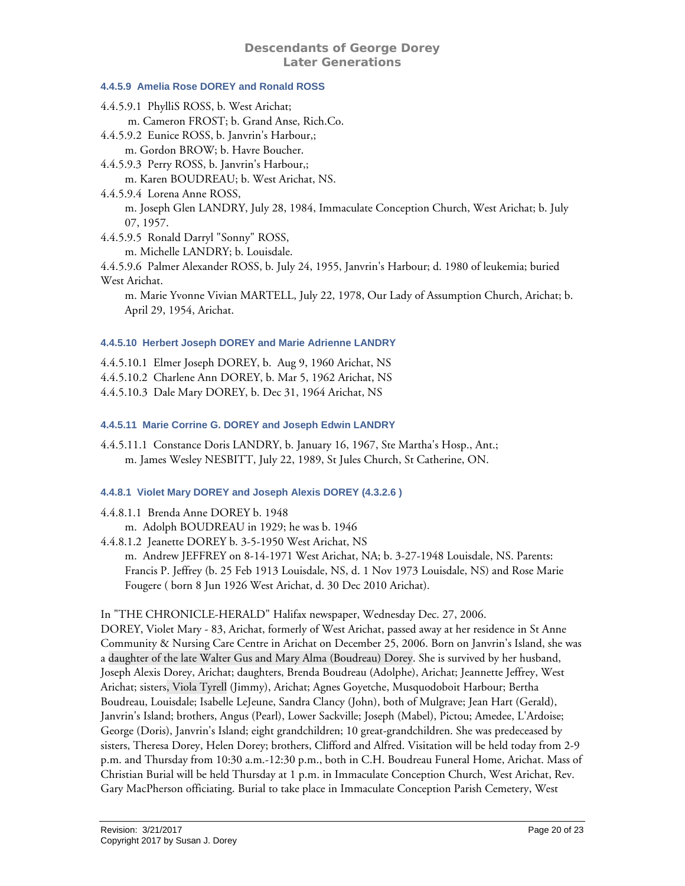#### 4.4.5.9 Amelia Rose DOREY and Ronald ROSS

4.4.5.9.1 PhylliS ROSS, b. West Arichat;
 m. Cameron FROST; b. Grand Anse, Rich.Co.

4.4.5.9.2 Eunice ROSS, b. Janvrin's Harbour,;
 m. Gordon BROW; b. Havre Boucher.

4.4.5.9.3 Perry ROSS, b. Janvrin's Harbour,;
 m. Karen BOUDREAU; b. West Arichat, NS.

4.4.5.9.4 Lorena Anne ROSS,
 m. Joseph Glen LANDRY, July 28, 1984, Immaculate Conception Church, West Arichat; b. July 07, 1957.

4.4.5.9.5 Ronald Darryl "Sonny" ROSS,
 m. Michelle LANDRY; b. Louisdale.

4.4.5.9.6 Palmer Alexander ROSS, b. July 24, 1955, Janvrin's Harbour; d. 1980 of leukemia; buried West Arichat.
 m. Marie Yvonne Vivian MARTELL, July 22, 1978, Our Lady of Assumption Church, Arichat; b. April 29, 1954, Arichat.

#### 4.4.5.10 Herbert Joseph DOREY and Marie Adrienne LANDRY

4.4.5.10.1 Elmer Joseph DOREY, b. Aug 9, 1960 Arichat, NS

4.4.5.10.2 Charlene Ann DOREY, b. Mar 5, 1962 Arichat, NS

4.4.5.10.3 Dale Mary DOREY, b. Dec 31, 1964 Arichat, NS

#### 4.4.5.11 Marie Corrine G. DOREY and Joseph Edwin LANDRY

4.4.5.11.1 Constance Doris LANDRY, b. January 16, 1967, Ste Martha's Hosp., Ant.;
 m. James Wesley NESBITT, July 22, 1989, St Jules Church, St Catherine, ON.

#### 4.4.8.1 Violet Mary DOREY and Joseph Alexis DOREY (4.3.2.6 )

4.4.8.1.1 Brenda Anne DOREY b. 1948
 m. Adolph BOUDREAU in 1929; he was b. 1946

4.4.8.1.2 Jeanette DOREY b. 3-5-1950 West Arichat, NS
 m. Andrew JEFFREY on 8-14-1971 West Arichat, NA; b. 3-27-1948 Louisdale, NS. Parents: Francis P. Jeffrey (b. 25 Feb 1913 Louisdale, NS, d. 1 Nov 1973 Louisdale, NS) and Rose Marie Fougere ( born 8 Jun 1926 West Arichat, d. 30 Dec 2010 Arichat).

In "THE CHRONICLE-HERALD" Halifax newspaper, Wednesday Dec. 27, 2006.
DOREY, Violet Mary - 83, Arichat, formerly of West Arichat, passed away at her residence in St Anne Community & Nursing Care Centre in Arichat on December 25, 2006. Born on Janvrin's Island, she was a daughter of the late Walter Gus and Mary Alma (Boudreau) Dorey. She is survived by her husband, Joseph Alexis Dorey, Arichat; daughters, Brenda Boudreau (Adolphe), Arichat; Jeannette Jeffrey, West Arichat; sisters, Viola Tyrell (Jimmy), Arichat; Agnes Goyetche, Musquodoboit Harbour; Bertha Boudreau, Louisdale; Isabelle LeJeune, Sandra Clancy (John), both of Mulgrave; Jean Hart (Gerald), Janvrin's Island; brothers, Angus (Pearl), Lower Sackville; Joseph (Mabel), Pictou; Amedee, L'Ardoise; George (Doris), Janvrin's Island; eight grandchildren; 10 great-grandchildren. She was predeceased by sisters, Theresa Dorey, Helen Dorey; brothers, Clifford and Alfred. Visitation will be held today from 2-9 p.m. and Thursday from 10:30 a.m.-12:30 p.m., both in C.H. Boudreau Funeral Home, Arichat. Mass of Christian Burial will be held Thursday at 1 p.m. in Immaculate Conception Church, West Arichat, Rev. Gary MacPherson officiating. Burial to take place in Immaculate Conception Parish Cemetery, West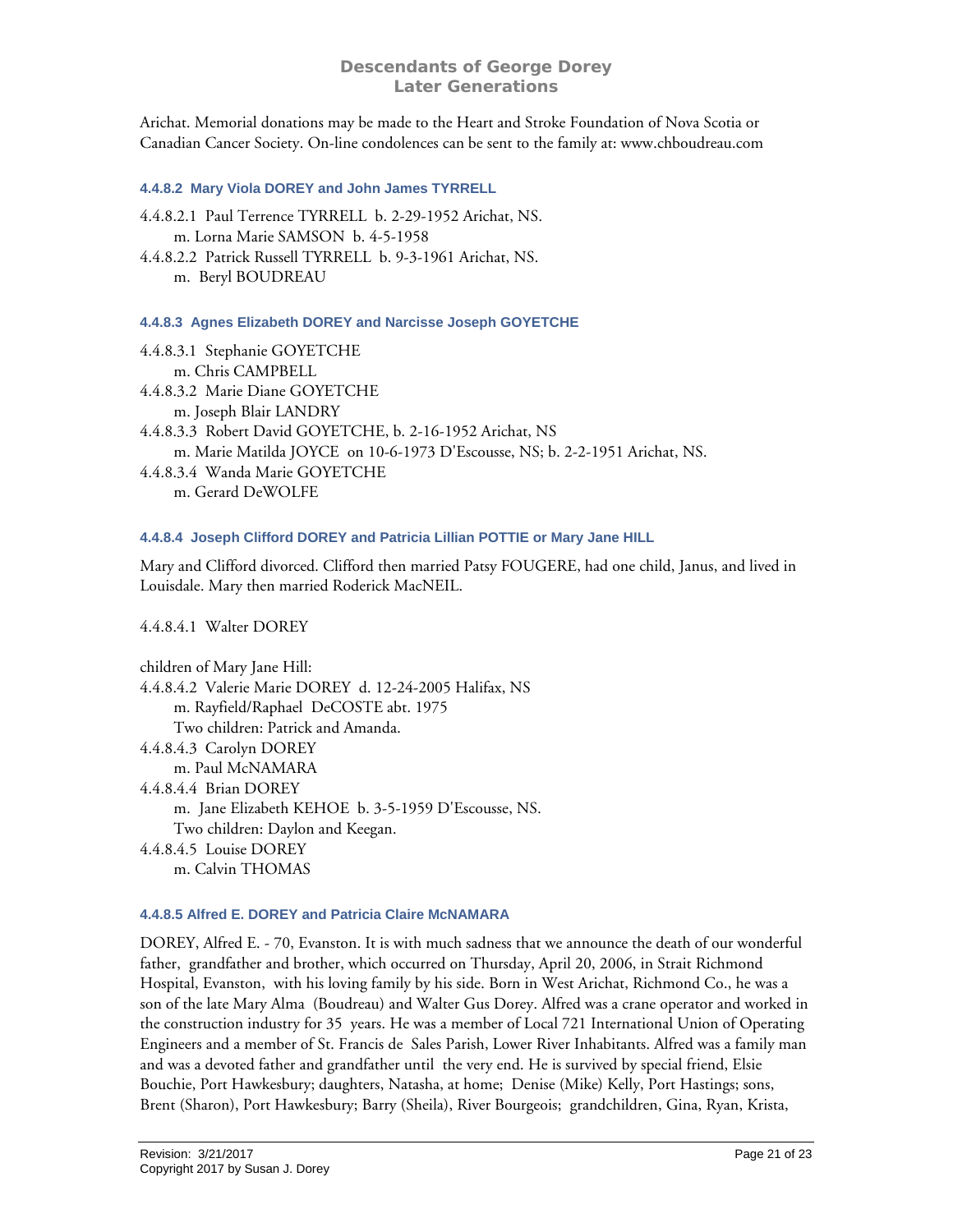Arichat. Memorial donations may be made to the Heart and Stroke Foundation of Nova Scotia or Canadian Cancer Society. On-line condolences can be sent to the family at: www.chboudreau.com

#### 4.4.8.2 Mary Viola DOREY and John James TYRRELL

4.4.8.2.1 Paul Terrence TYRRELL b. 2-29-1952 Arichat, NS.
  m. Lorna Marie SAMSON b. 4-5-1958
4.4.8.2.2 Patrick Russell TYRRELL b. 9-3-1961 Arichat, NS.
  m. Beryl BOUDREAU

#### 4.4.8.3 Agnes Elizabeth DOREY and Narcisse Joseph GOYETCHE

4.4.8.3.1 Stephanie GOYETCHE
  m. Chris CAMPBELL
4.4.8.3.2 Marie Diane GOYETCHE
  m. Joseph Blair LANDRY
4.4.8.3.3 Robert David GOYETCHE, b. 2-16-1952 Arichat, NS
  m. Marie Matilda JOYCE on 10-6-1973 D'Escousse, NS; b. 2-2-1951 Arichat, NS.
4.4.8.3.4 Wanda Marie GOYETCHE
  m. Gerard DeWOLFE

#### 4.4.8.4 Joseph Clifford DOREY and Patricia Lillian POTTIE or Mary Jane HILL

Mary and Clifford divorced. Clifford then married Patsy FOUGERE, had one child, Janus, and lived in Louisdale. Mary then married Roderick MacNEIL.

4.4.8.4.1 Walter DOREY

children of Mary Jane Hill:
4.4.8.4.2 Valerie Marie DOREY d. 12-24-2005 Halifax, NS
  m. Rayfield/Raphael DeCOSTE abt. 1975
  Two children: Patrick and Amanda.
4.4.8.4.3 Carolyn DOREY
  m. Paul McNAMARA
4.4.8.4.4 Brian DOREY
  m. Jane Elizabeth KEHOE b. 3-5-1959 D'Escousse, NS.
  Two children: Daylon and Keegan.
4.4.8.4.5 Louise DOREY
  m. Calvin THOMAS

#### 4.4.8.5 Alfred E. DOREY and Patricia Claire McNAMARA

DOREY, Alfred E. - 70, Evanston. It is with much sadness that we announce the death of our wonderful father, grandfather and brother, which occurred on Thursday, April 20, 2006, in Strait Richmond Hospital, Evanston, with his loving family by his side. Born in West Arichat, Richmond Co., he was a son of the late Mary Alma (Boudreau) and Walter Gus Dorey. Alfred was a crane operator and worked in the construction industry for 35 years. He was a member of Local 721 International Union of Operating Engineers and a member of St. Francis de Sales Parish, Lower River Inhabitants. Alfred was a family man and was a devoted father and grandfather until the very end. He is survived by special friend, Elsie Bouchie, Port Hawkesbury; daughters, Natasha, at home; Denise (Mike) Kelly, Port Hastings; sons, Brent (Sharon), Port Hawkesbury; Barry (Sheila), River Bourgeois; grandchildren, Gina, Ryan, Krista,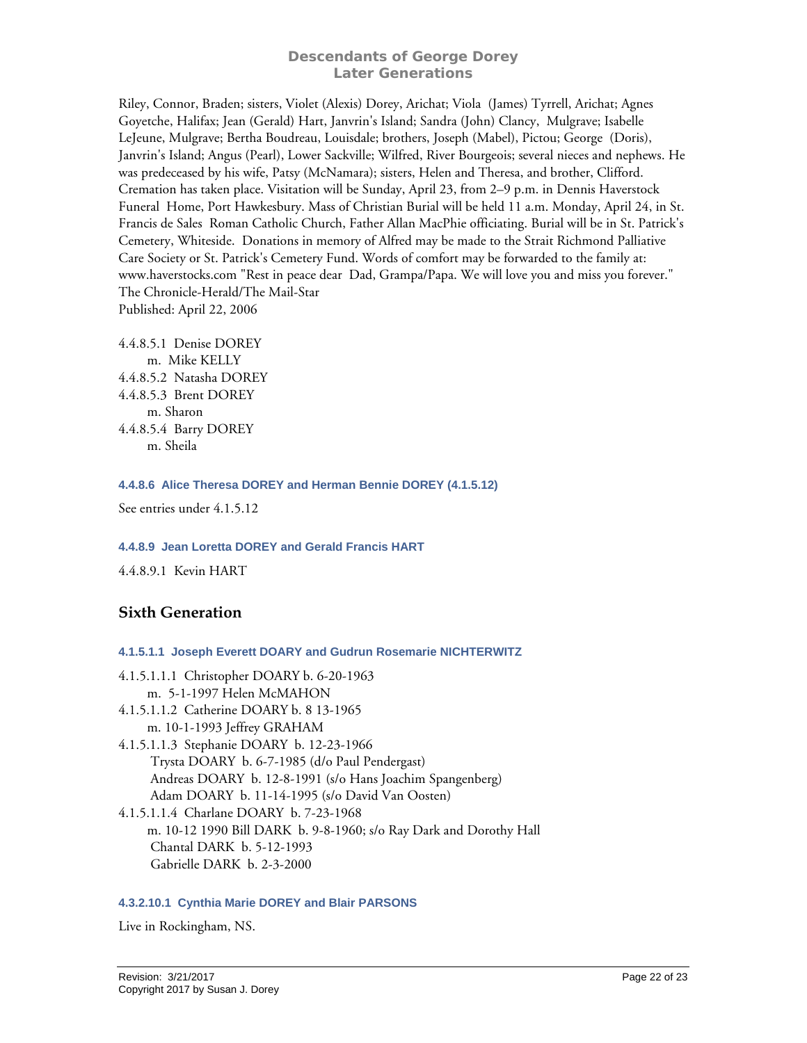Riley, Connor, Braden; sisters, Violet (Alexis) Dorey, Arichat; Viola (James) Tyrrell, Arichat; Agnes Goyetche, Halifax; Jean (Gerald) Hart, Janvrin's Island; Sandra (John) Clancy, Mulgrave; Isabelle LeJeune, Mulgrave; Bertha Boudreau, Louisdale; brothers, Joseph (Mabel), Pictou; George (Doris), Janvrin's Island; Angus (Pearl), Lower Sackville; Wilfred, River Bourgeois; several nieces and nephews. He was predeceased by his wife, Patsy (McNamara); sisters, Helen and Theresa, and brother, Clifford. Cremation has taken place. Visitation will be Sunday, April 23, from 2–9 p.m. in Dennis Haverstock Funeral Home, Port Hawkesbury. Mass of Christian Burial will be held 11 a.m. Monday, April 24, in St. Francis de Sales Roman Catholic Church, Father Allan MacPhie officiating. Burial will be in St. Patrick's Cemetery, Whiteside. Donations in memory of Alfred may be made to the Strait Richmond Palliative Care Society or St. Patrick's Cemetery Fund. Words of comfort may be forwarded to the family at: www.haverstocks.com "Rest in peace dear Dad, Grampa/Papa. We will love you and miss you forever."
The Chronicle-Herald/The Mail-Star
Published: April 22, 2006

4.4.8.5.1 Denise DOREY
  m. Mike KELLY
4.4.8.5.2 Natasha DOREY
4.4.8.5.3 Brent DOREY
  m. Sharon
4.4.8.5.4 Barry DOREY
  m. Sheila

#### 4.4.8.6 Alice Theresa DOREY and Herman Bennie DOREY (4.1.5.12)

See entries under 4.1.5.12

#### 4.4.8.9 Jean Loretta DOREY and Gerald Francis HART

4.4.8.9.1 Kevin HART

## Sixth Generation

#### 4.1.5.1.1 Joseph Everett DOARY and Gudrun Rosemarie NICHTERWITZ

4.1.5.1.1.1 Christopher DOARY b. 6-20-1963
  m. 5-1-1997 Helen McMAHON
4.1.5.1.1.2 Catherine DOARY b. 8 13-1965
  m. 10-1-1993 Jeffrey GRAHAM
4.1.5.1.1.3 Stephanie DOARY b. 12-23-1966
  Trysta DOARY b. 6-7-1985 (d/o Paul Pendergast)
  Andreas DOARY b. 12-8-1991 (s/o Hans Joachim Spangenberg)
  Adam DOARY b. 11-14-1995 (s/o David Van Oosten)
4.1.5.1.1.4 Charlane DOARY b. 7-23-1968
  m. 10-12 1990 Bill DARK b. 9-8-1960; s/o Ray Dark and Dorothy Hall
  Chantal DARK b. 5-12-1993
  Gabrielle DARK b. 2-3-2000

#### 4.3.2.10.1 Cynthia Marie DOREY and Blair PARSONS

Live in Rockingham, NS.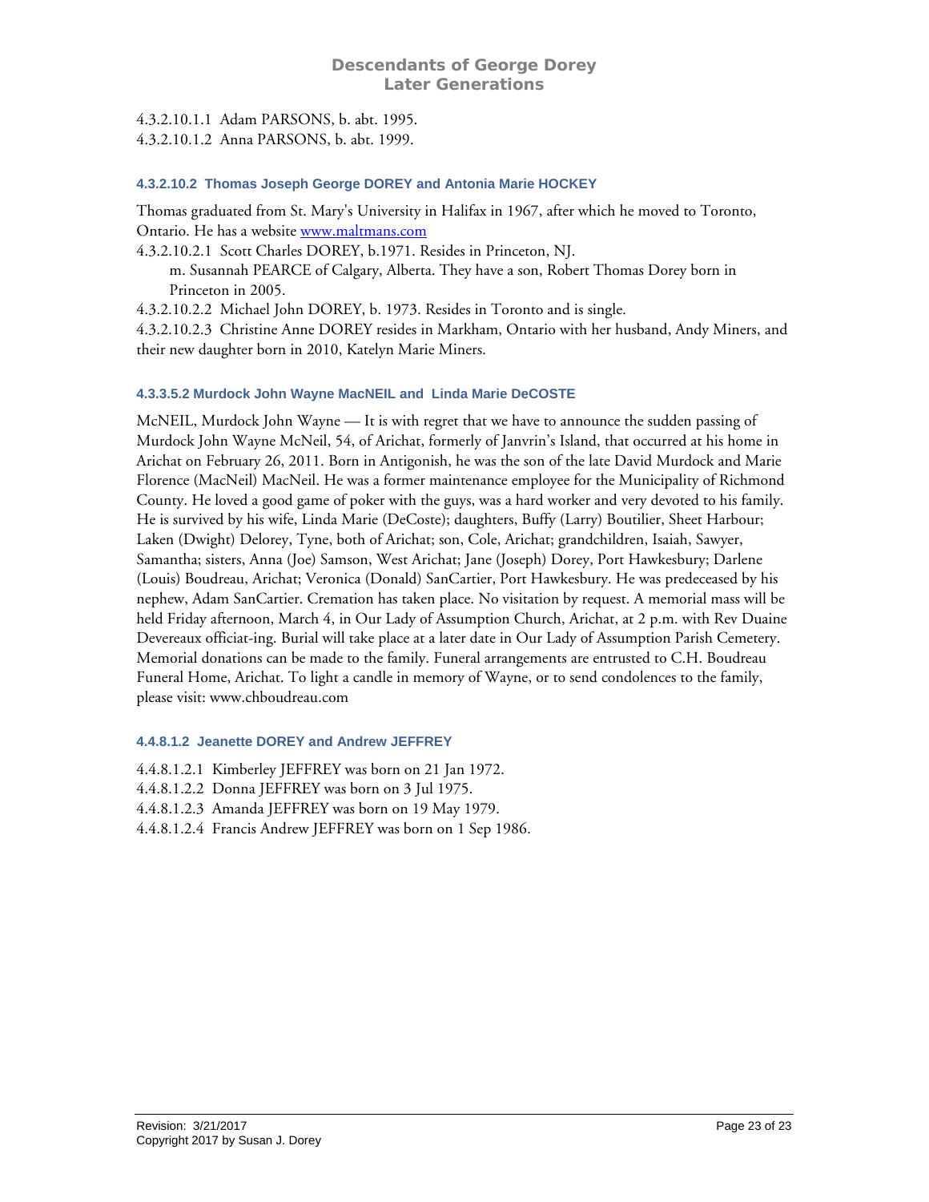4.3.2.10.1.1 Adam PARSONS, b. abt. 1995.

4.3.2.10.1.2 Anna PARSONS, b. abt. 1999.

#### 4.3.2.10.2 Thomas Joseph George DOREY and Antonia Marie HOCKEY

Thomas graduated from St. Mary's University in Halifax in 1967, after which he moved to Toronto, Ontario. He has a website [www.maltmans.com](http://www.maltmans.com)

4.3.2.10.2.1 Scott Charles DOREY, b.1971. Resides in Princeton, NJ.
m. Susannah PEARCE of Calgary, Alberta. They have a son, Robert Thomas Dorey born in Princeton in 2005.

4.3.2.10.2.2 Michael John DOREY, b. 1973. Resides in Toronto and is single.

4.3.2.10.2.3 Christine Anne DOREY resides in Markham, Ontario with her husband, Andy Miners, and their new daughter born in 2010, Katelyn Marie Miners.

#### 4.3.3.5.2 Murdock John Wayne MacNEIL and Linda Marie DeCOSTE

McNEIL, Murdock John Wayne — It is with regret that we have to announce the sudden passing of Murdock John Wayne McNeil, 54, of Arichat, formerly of Janvrin's Island, that occurred at his home in Arichat on February 26, 2011. Born in Antigonish, he was the son of the late David Murdock and Marie Florence (MacNeil) MacNeil. He was a former maintenance employee for the Municipality of Richmond County. He loved a good game of poker with the guys, was a hard worker and very devoted to his family. He is survived by his wife, Linda Marie (DeCoste); daughters, Buffy (Larry) Boutilier, Sheet Harbour; Laken (Dwight) Delorey, Tyne, both of Arichat; son, Cole, Arichat; grandchildren, Isaiah, Sawyer, Samantha; sisters, Anna (Joe) Samson, West Arichat; Jane (Joseph) Dorey, Port Hawkesbury; Darlene (Louis) Boudreau, Arichat; Veronica (Donald) SanCartier, Port Hawkesbury. He was predeceased by his nephew, Adam SanCartier. Cremation has taken place. No visitation by request. A memorial mass will be held Friday afternoon, March 4, in Our Lady of Assumption Church, Arichat, at 2 p.m. with Rev Duaine Devereaux officiat-ing. Burial will take place at a later date in Our Lady of Assumption Parish Cemetery. Memorial donations can be made to the family. Funeral arrangements are entrusted to C.H. Boudreau Funeral Home, Arichat. To light a candle in memory of Wayne, or to send condolences to the family, please visit: www.chboudreau.com

#### 4.4.8.1.2 Jeanette DOREY and Andrew JEFFREY

4.4.8.1.2.1 Kimberley JEFFREY was born on 21 Jan 1972.

4.4.8.1.2.2 Donna JEFFREY was born on 3 Jul 1975.

4.4.8.1.2.3 Amanda JEFFREY was born on 19 May 1979.

4.4.8.1.2.4 Francis Andrew JEFFREY was born on 1 Sep 1986.